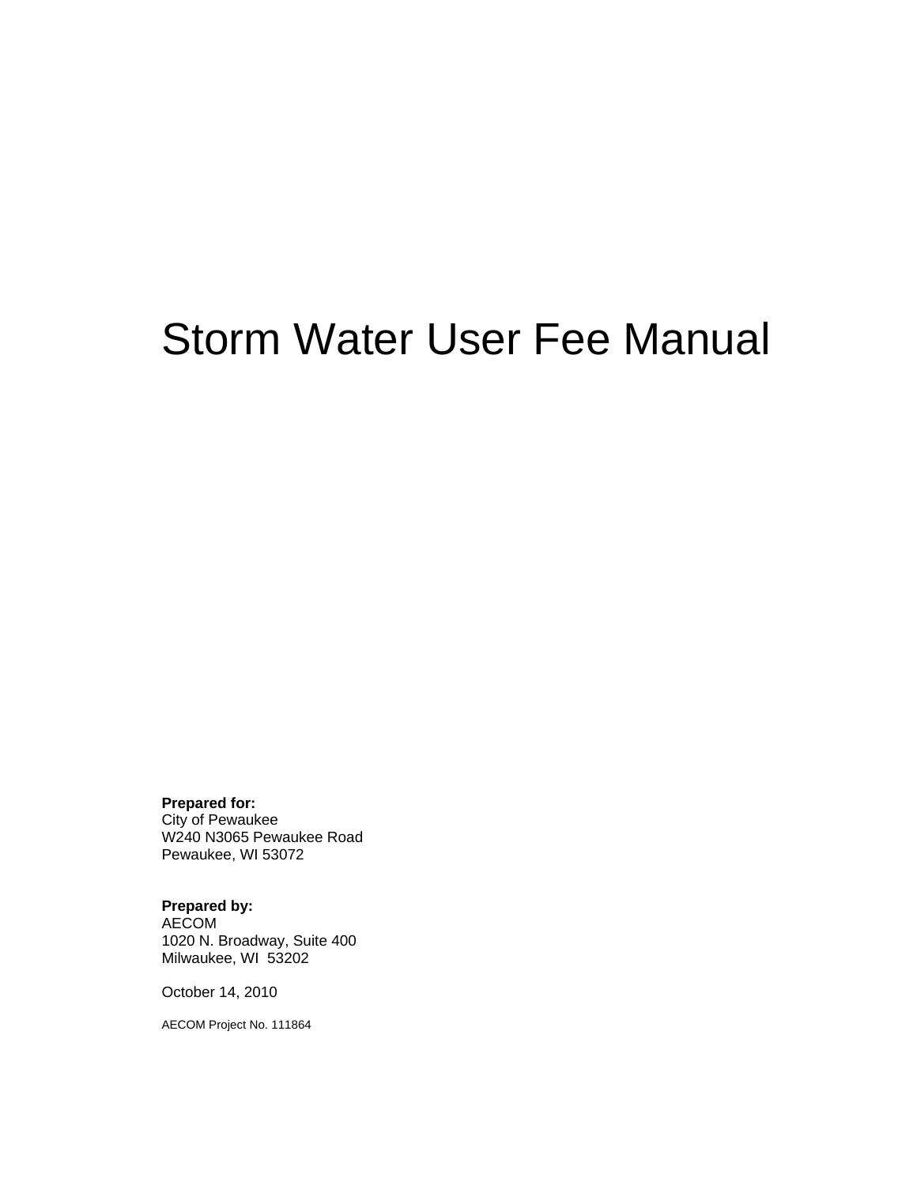# Storm Water User Fee Manual

**Prepared for:**
City of Pewaukee
W240 N3065 Pewaukee Road
Pewaukee, WI 53072

**Prepared by:**
AECOM
1020 N. Broadway, Suite 400
Milwaukee, WI 53202

October 14, 2010

AECOM Project No. 111864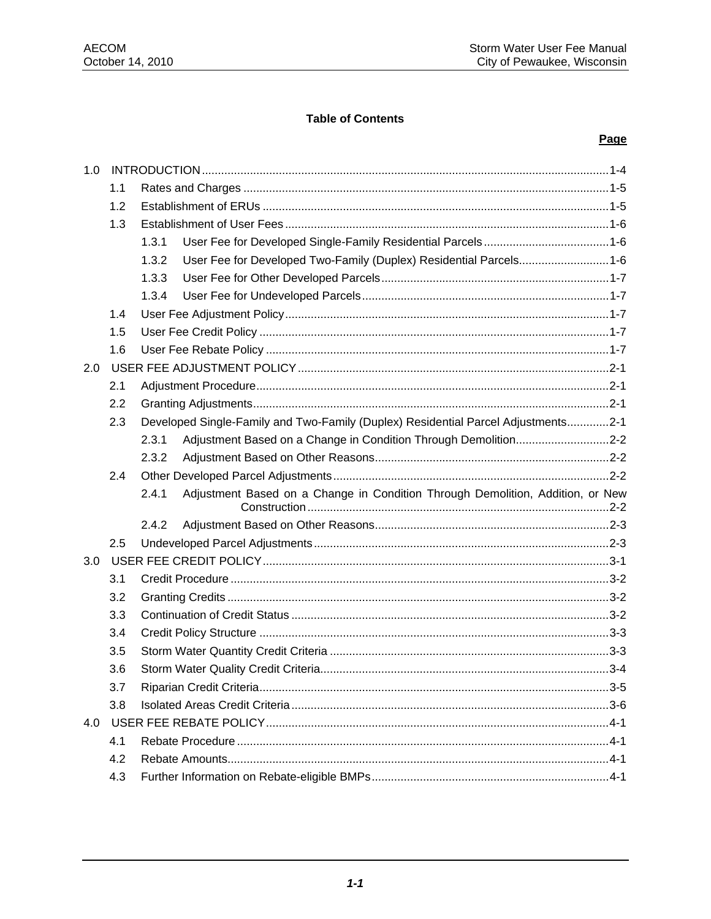## Table of Contents

| | | | Page |
|---|---|---|---|
| 1.0 | INTRODUCTION | | 1-4 |
| | 1.1 | Rates and Charges | 1-5 |
| | 1.2 | Establishment of ERUs | 1-5 |
| | 1.3 | Establishment of User Fees | 1-6 |
| | | 1.3.1 User Fee for Developed Single-Family Residential Parcels | 1-6 |
| | | 1.3.2 User Fee for Developed Two-Family (Duplex) Residential Parcels | 1-6 |
| | | 1.3.3 User Fee for Other Developed Parcels | 1-7 |
| | | 1.3.4 User Fee for Undeveloped Parcels | 1-7 |
| | 1.4 | User Fee Adjustment Policy | 1-7 |
| | 1.5 | User Fee Credit Policy | 1-7 |
| | 1.6 | User Fee Rebate Policy | 1-7 |
| 2.0 | USER FEE ADJUSTMENT POLICY | | 2-1 |
| | 2.1 | Adjustment Procedure | 2-1 |
| | 2.2 | Granting Adjustments | 2-1 |
| | 2.3 | Developed Single-Family and Two-Family (Duplex) Residential Parcel Adjustments | 2-1 |
| | | 2.3.1 Adjustment Based on a Change in Condition Through Demolition | 2-2 |
| | | 2.3.2 Adjustment Based on Other Reasons | 2-2 |
| | 2.4 | Other Developed Parcel Adjustments | 2-2 |
| | | 2.4.1 Adjustment Based on a Change in Condition Through Demolition, Addition, or New Construction | 2-2 |
| | | 2.4.2 Adjustment Based on Other Reasons | 2-3 |
| | 2.5 | Undeveloped Parcel Adjustments | 2-3 |
| 3.0 | USER FEE CREDIT POLICY | | 3-1 |
| | 3.1 | Credit Procedure | 3-2 |
| | 3.2 | Granting Credits | 3-2 |
| | 3.3 | Continuation of Credit Status | 3-2 |
| | 3.4 | Credit Policy Structure | 3-3 |
| | 3.5 | Storm Water Quantity Credit Criteria | 3-3 |
| | 3.6 | Storm Water Quality Credit Criteria | 3-4 |
| | 3.7 | Riparian Credit Criteria | 3-5 |
| | 3.8 | Isolated Areas Credit Criteria | 3-6 |
| 4.0 | USER FEE REBATE POLICY | | 4-1 |
| | 4.1 | Rebate Procedure | 4-1 |
| | 4.2 | Rebate Amounts | 4-1 |
| | 4.3 | Further Information on Rebate-eligible BMPs | 4-1 |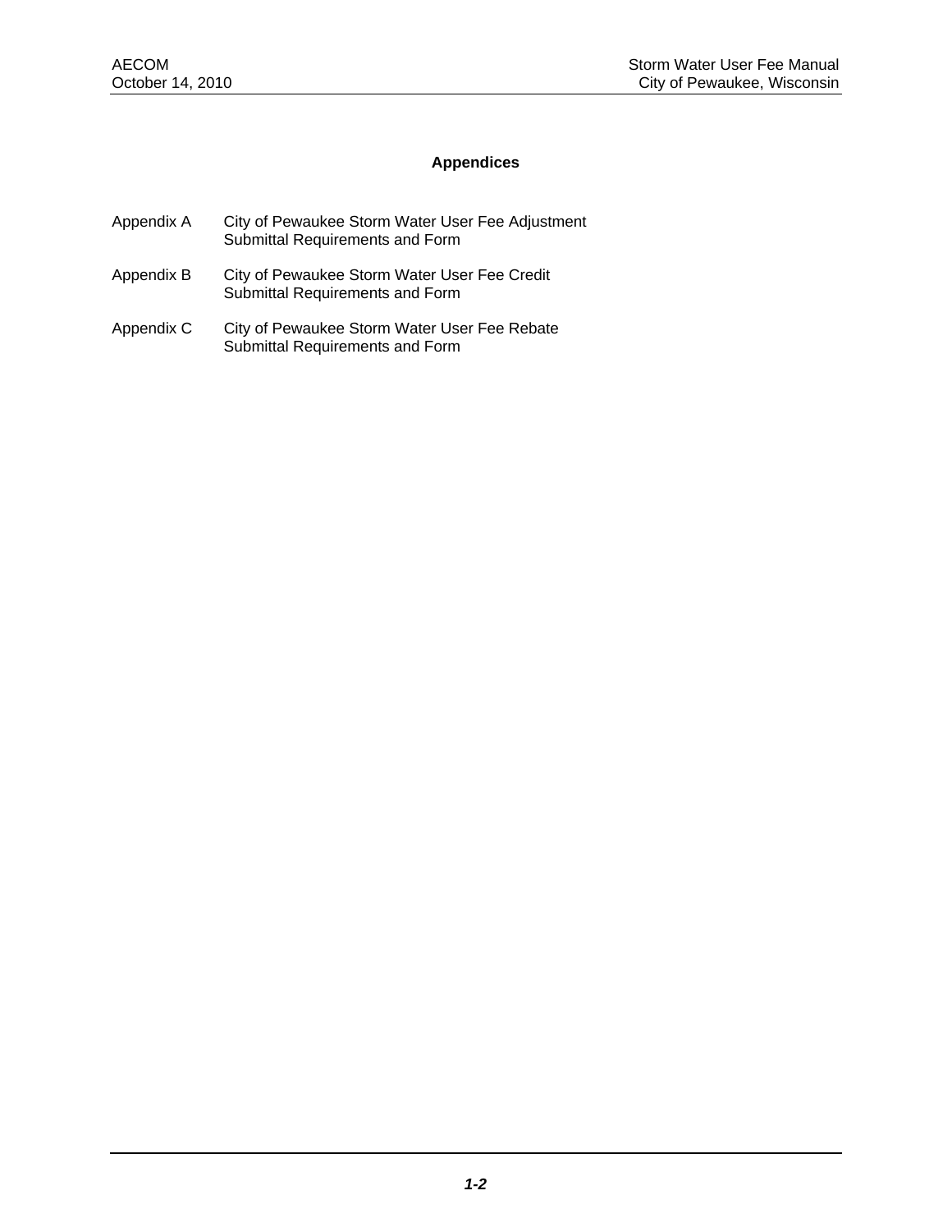## Appendices

| | |
|---|---|
| Appendix A | City of Pewaukee Storm Water User Fee Adjustment Submittal Requirements and Form |
| Appendix B | City of Pewaukee Storm Water User Fee Credit Submittal Requirements and Form |
| Appendix C | City of Pewaukee Storm Water User Fee Rebate Submittal Requirements and Form |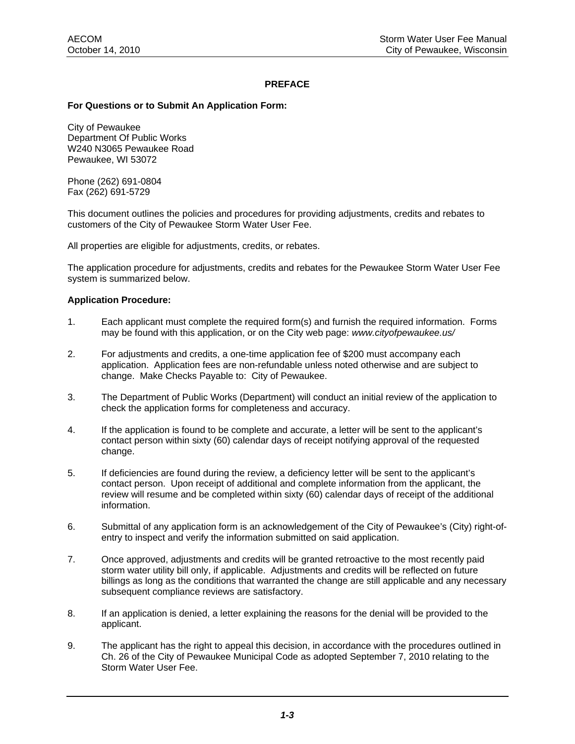# PREFACE

**For Questions or to Submit An Application Form:**

City of Pewaukee
Department Of Public Works
W240 N3065 Pewaukee Road
Pewaukee, WI 53072

Phone (262) 691-0804
Fax (262) 691-5729

This document outlines the policies and procedures for providing adjustments, credits and rebates to customers of the City of Pewaukee Storm Water User Fee.

All properties are eligible for adjustments, credits, or rebates.

The application procedure for adjustments, credits and rebates for the Pewaukee Storm Water User Fee system is summarized below.

**Application Procedure:**

1. Each applicant must complete the required form(s) and furnish the required information. Forms may be found with this application, or on the City web page: *www.cityofpewaukee.us/*

2. For adjustments and credits, a one-time application fee of $200 must accompany each application. Application fees are non-refundable unless noted otherwise and are subject to change. Make Checks Payable to: City of Pewaukee.

3. The Department of Public Works (Department) will conduct an initial review of the application to check the application forms for completeness and accuracy.

4. If the application is found to be complete and accurate, a letter will be sent to the applicant's contact person within sixty (60) calendar days of receipt notifying approval of the requested change.

5. If deficiencies are found during the review, a deficiency letter will be sent to the applicant's contact person. Upon receipt of additional and complete information from the applicant, the review will resume and be completed within sixty (60) calendar days of receipt of the additional information.

6. Submittal of any application form is an acknowledgement of the City of Pewaukee's (City) right-of-entry to inspect and verify the information submitted on said application.

7. Once approved, adjustments and credits will be granted retroactive to the most recently paid storm water utility bill only, if applicable. Adjustments and credits will be reflected on future billings as long as the conditions that warranted the change are still applicable and any necessary subsequent compliance reviews are satisfactory.

8. If an application is denied, a letter explaining the reasons for the denial will be provided to the applicant.

9. The applicant has the right to appeal this decision, in accordance with the procedures outlined in Ch. 26 of the City of Pewaukee Municipal Code as adopted September 7, 2010 relating to the Storm Water User Fee.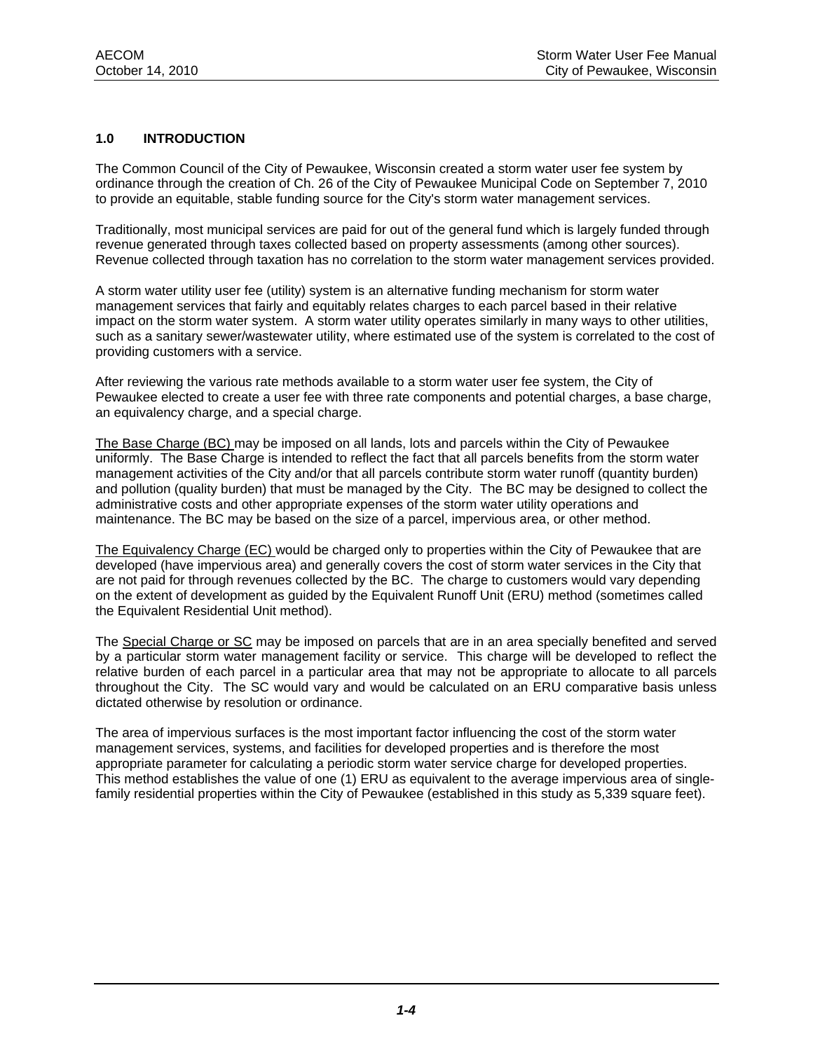## 1.0 INTRODUCTION

The Common Council of the City of Pewaukee, Wisconsin created a storm water user fee system by ordinance through the creation of Ch. 26 of the City of Pewaukee Municipal Code on September 7, 2010 to provide an equitable, stable funding source for the City's storm water management services.

Traditionally, most municipal services are paid for out of the general fund which is largely funded through revenue generated through taxes collected based on property assessments (among other sources). Revenue collected through taxation has no correlation to the storm water management services provided.

A storm water utility user fee (utility) system is an alternative funding mechanism for storm water management services that fairly and equitably relates charges to each parcel based in their relative impact on the storm water system. A storm water utility operates similarly in many ways to other utilities, such as a sanitary sewer/wastewater utility, where estimated use of the system is correlated to the cost of providing customers with a service.

After reviewing the various rate methods available to a storm water user fee system, the City of Pewaukee elected to create a user fee with three rate components and potential charges, a base charge, an equivalency charge, and a special charge.

<u>The Base Charge (BC)</u> may be imposed on all lands, lots and parcels within the City of Pewaukee uniformly. The Base Charge is intended to reflect the fact that all parcels benefits from the storm water management activities of the City and/or that all parcels contribute storm water runoff (quantity burden) and pollution (quality burden) that must be managed by the City. The BC may be designed to collect the administrative costs and other appropriate expenses of the storm water utility operations and maintenance. The BC may be based on the size of a parcel, impervious area, or other method.

<u>The Equivalency Charge (EC)</u> would be charged only to properties within the City of Pewaukee that are developed (have impervious area) and generally covers the cost of storm water services in the City that are not paid for through revenues collected by the BC. The charge to customers would vary depending on the extent of development as guided by the Equivalent Runoff Unit (ERU) method (sometimes called the Equivalent Residential Unit method).

The <u>Special Charge or SC</u> may be imposed on parcels that are in an area specially benefited and served by a particular storm water management facility or service. This charge will be developed to reflect the relative burden of each parcel in a particular area that may not be appropriate to allocate to all parcels throughout the City. The SC would vary and would be calculated on an ERU comparative basis unless dictated otherwise by resolution or ordinance.

The area of impervious surfaces is the most important factor influencing the cost of the storm water management services, systems, and facilities for developed properties and is therefore the most appropriate parameter for calculating a periodic storm water service charge for developed properties. This method establishes the value of one (1) ERU as equivalent to the average impervious area of single-family residential properties within the City of Pewaukee (established in this study as 5,339 square feet).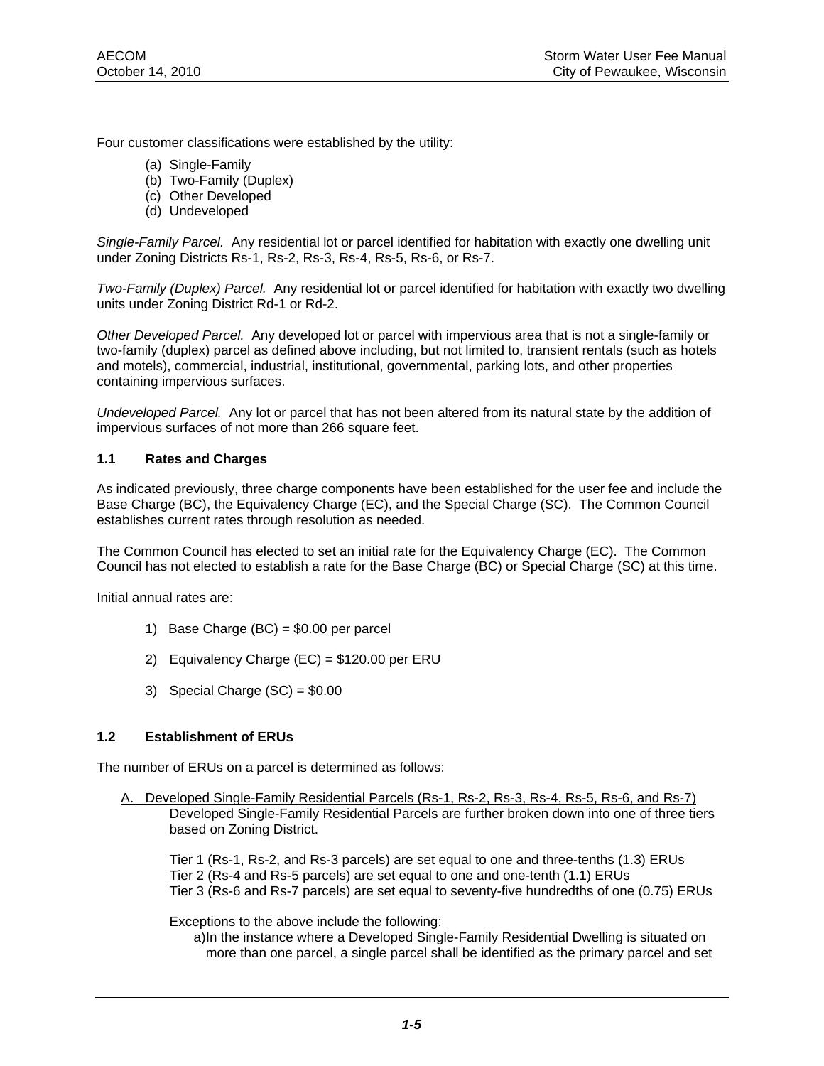Four customer classifications were established by the utility:

- (a) Single-Family
- (b) Two-Family (Duplex)
- (c) Other Developed
- (d) Undeveloped

*Single-Family Parcel.* Any residential lot or parcel identified for habitation with exactly one dwelling unit under Zoning Districts Rs-1, Rs-2, Rs-3, Rs-4, Rs-5, Rs-6, or Rs-7.

*Two-Family (Duplex) Parcel.* Any residential lot or parcel identified for habitation with exactly two dwelling units under Zoning District Rd-1 or Rd-2.

*Other Developed Parcel.* Any developed lot or parcel with impervious area that is not a single-family or two-family (duplex) parcel as defined above including, but not limited to, transient rentals (such as hotels and motels), commercial, industrial, institutional, governmental, parking lots, and other properties containing impervious surfaces.

*Undeveloped Parcel.* Any lot or parcel that has not been altered from its natural state by the addition of impervious surfaces of not more than 266 square feet.

## 1.1 Rates and Charges

As indicated previously, three charge components have been established for the user fee and include the Base Charge (BC), the Equivalency Charge (EC), and the Special Charge (SC). The Common Council establishes current rates through resolution as needed.

The Common Council has elected to set an initial rate for the Equivalency Charge (EC). The Common Council has not elected to establish a rate for the Base Charge (BC) or Special Charge (SC) at this time.

Initial annual rates are:

1) Base Charge (BC) = $0.00 per parcel

2) Equivalency Charge (EC) = $120.00 per ERU

3) Special Charge (SC) = $0.00

## 1.2 Establishment of ERUs

The number of ERUs on a parcel is determined as follows:

A. Developed Single-Family Residential Parcels (Rs-1, Rs-2, Rs-3, Rs-4, Rs-5, Rs-6, and Rs-7)

Developed Single-Family Residential Parcels are further broken down into one of three tiers based on Zoning District.

Tier 1 (Rs-1, Rs-2, and Rs-3 parcels) are set equal to one and three-tenths (1.3) ERUs
Tier 2 (Rs-4 and Rs-5 parcels) are set equal to one and one-tenth (1.1) ERUs
Tier 3 (Rs-6 and Rs-7 parcels) are set equal to seventy-five hundredths of one (0.75) ERUs

Exceptions to the above include the following:

a) In the instance where a Developed Single-Family Residential Dwelling is situated on more than one parcel, a single parcel shall be identified as the primary parcel and set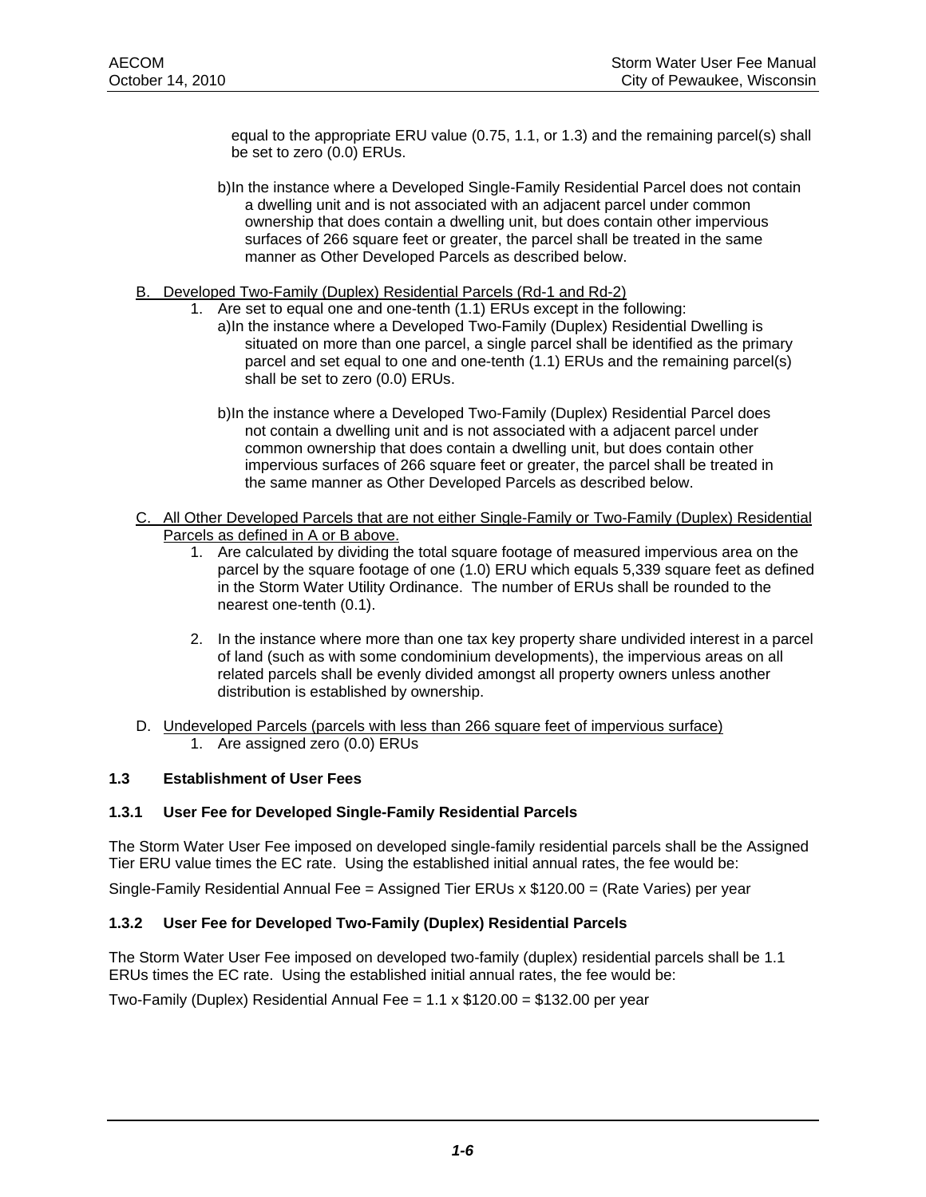equal to the appropriate ERU value (0.75, 1.1, or 1.3) and the remaining parcel(s) shall be set to zero (0.0) ERUs.

b) In the instance where a Developed Single-Family Residential Parcel does not contain a dwelling unit and is not associated with an adjacent parcel under common ownership that does contain a dwelling unit, but does contain other impervious surfaces of 266 square feet or greater, the parcel shall be treated in the same manner as Other Developed Parcels as described below.

B. <u>Developed Two-Family (Duplex) Residential Parcels (Rd-1 and Rd-2)</u>

1. Are set to equal one and one-tenth (1.1) ERUs except in the following:

   a) In the instance where a Developed Two-Family (Duplex) Residential Dwelling is situated on more than one parcel, a single parcel shall be identified as the primary parcel and set equal to one and one-tenth (1.1) ERUs and the remaining parcel(s) shall be set to zero (0.0) ERUs.

   b) In the instance where a Developed Two-Family (Duplex) Residential Parcel does not contain a dwelling unit and is not associated with a adjacent parcel under common ownership that does contain a dwelling unit, but does contain other impervious surfaces of 266 square feet or greater, the parcel shall be treated in the same manner as Other Developed Parcels as described below.

C. <u>All Other Developed Parcels that are not either Single-Family or Two-Family (Duplex) Residential Parcels as defined in A or B above.</u>

1. Are calculated by dividing the total square footage of measured impervious area on the parcel by the square footage of one (1.0) ERU which equals 5,339 square feet as defined in the Storm Water Utility Ordinance. The number of ERUs shall be rounded to the nearest one-tenth (0.1).

2. In the instance where more than one tax key property share undivided interest in a parcel of land (such as with some condominium developments), the impervious areas on all related parcels shall be evenly divided amongst all property owners unless another distribution is established by ownership.

D. <u>Undeveloped Parcels (parcels with less than 266 square feet of impervious surface)</u>

1. Are assigned zero (0.0) ERUs

## 1.3 Establishment of User Fees

### 1.3.1 User Fee for Developed Single-Family Residential Parcels

The Storm Water User Fee imposed on developed single-family residential parcels shall be the Assigned Tier ERU value times the EC rate. Using the established initial annual rates, the fee would be:

Single-Family Residential Annual Fee = Assigned Tier ERUs x $120.00 = (Rate Varies) per year

### 1.3.2 User Fee for Developed Two-Family (Duplex) Residential Parcels

The Storm Water User Fee imposed on developed two-family (duplex) residential parcels shall be 1.1 ERUs times the EC rate. Using the established initial annual rates, the fee would be:

Two-Family (Duplex) Residential Annual Fee = 1.1 x $120.00 = $132.00 per year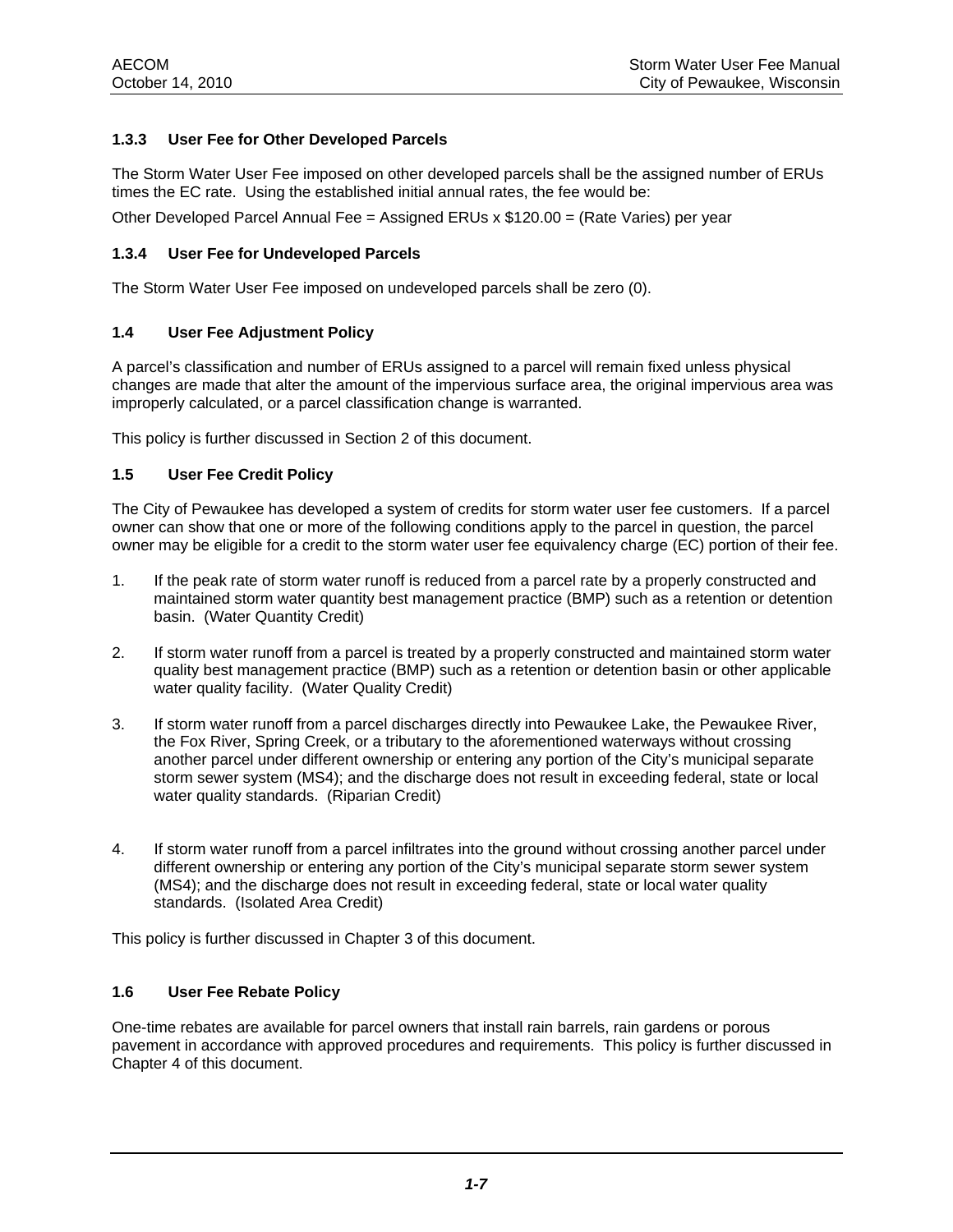### 1.3.3 User Fee for Other Developed Parcels

The Storm Water User Fee imposed on other developed parcels shall be the assigned number of ERUs times the EC rate. Using the established initial annual rates, the fee would be:

Other Developed Parcel Annual Fee = Assigned ERUs x $120.00 = (Rate Varies) per year

### 1.3.4 User Fee for Undeveloped Parcels

The Storm Water User Fee imposed on undeveloped parcels shall be zero (0).

### 1.4 User Fee Adjustment Policy

A parcel's classification and number of ERUs assigned to a parcel will remain fixed unless physical changes are made that alter the amount of the impervious surface area, the original impervious area was improperly calculated, or a parcel classification change is warranted.

This policy is further discussed in Section 2 of this document.

### 1.5 User Fee Credit Policy

The City of Pewaukee has developed a system of credits for storm water user fee customers. If a parcel owner can show that one or more of the following conditions apply to the parcel in question, the parcel owner may be eligible for a credit to the storm water user fee equivalency charge (EC) portion of their fee.

1. If the peak rate of storm water runoff is reduced from a parcel rate by a properly constructed and maintained storm water quantity best management practice (BMP) such as a retention or detention basin. (Water Quantity Credit)

2. If storm water runoff from a parcel is treated by a properly constructed and maintained storm water quality best management practice (BMP) such as a retention or detention basin or other applicable water quality facility. (Water Quality Credit)

3. If storm water runoff from a parcel discharges directly into Pewaukee Lake, the Pewaukee River, the Fox River, Spring Creek, or a tributary to the aforementioned waterways without crossing another parcel under different ownership or entering any portion of the City's municipal separate storm sewer system (MS4); and the discharge does not result in exceeding federal, state or local water quality standards. (Riparian Credit)

4. If storm water runoff from a parcel infiltrates into the ground without crossing another parcel under different ownership or entering any portion of the City's municipal separate storm sewer system (MS4); and the discharge does not result in exceeding federal, state or local water quality standards. (Isolated Area Credit)

This policy is further discussed in Chapter 3 of this document.

### 1.6 User Fee Rebate Policy

One-time rebates are available for parcel owners that install rain barrels, rain gardens or porous pavement in accordance with approved procedures and requirements. This policy is further discussed in Chapter 4 of this document.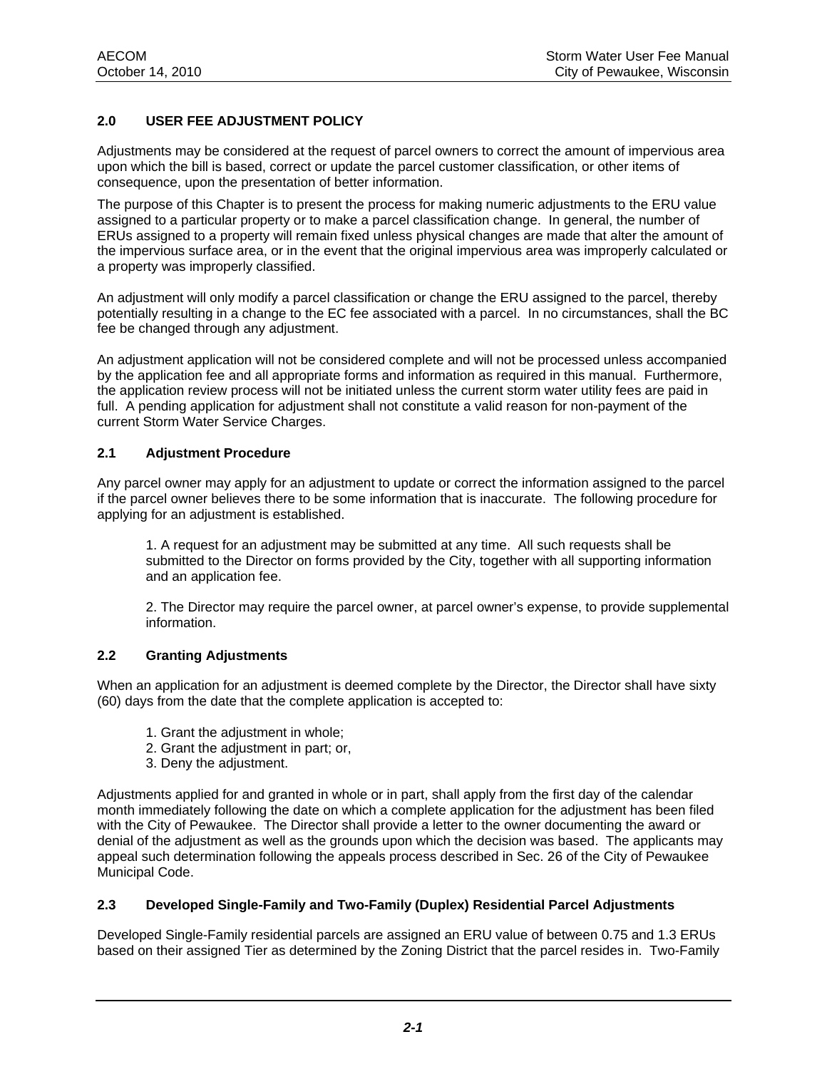## 2.0 USER FEE ADJUSTMENT POLICY

Adjustments may be considered at the request of parcel owners to correct the amount of impervious area upon which the bill is based, correct or update the parcel customer classification, or other items of consequence, upon the presentation of better information.

The purpose of this Chapter is to present the process for making numeric adjustments to the ERU value assigned to a particular property or to make a parcel classification change. In general, the number of ERUs assigned to a property will remain fixed unless physical changes are made that alter the amount of the impervious surface area, or in the event that the original impervious area was improperly calculated or a property was improperly classified.

An adjustment will only modify a parcel classification or change the ERU assigned to the parcel, thereby potentially resulting in a change to the EC fee associated with a parcel. In no circumstances, shall the BC fee be changed through any adjustment.

An adjustment application will not be considered complete and will not be processed unless accompanied by the application fee and all appropriate forms and information as required in this manual. Furthermore, the application review process will not be initiated unless the current storm water utility fees are paid in full. A pending application for adjustment shall not constitute a valid reason for non-payment of the current Storm Water Service Charges.

### 2.1 Adjustment Procedure

Any parcel owner may apply for an adjustment to update or correct the information assigned to the parcel if the parcel owner believes there to be some information that is inaccurate. The following procedure for applying for an adjustment is established.

1. A request for an adjustment may be submitted at any time. All such requests shall be submitted to the Director on forms provided by the City, together with all supporting information and an application fee.

2. The Director may require the parcel owner, at parcel owner's expense, to provide supplemental information.

### 2.2 Granting Adjustments

When an application for an adjustment is deemed complete by the Director, the Director shall have sixty (60) days from the date that the complete application is accepted to:

1. Grant the adjustment in whole;
2. Grant the adjustment in part; or,
3. Deny the adjustment.

Adjustments applied for and granted in whole or in part, shall apply from the first day of the calendar month immediately following the date on which a complete application for the adjustment has been filed with the City of Pewaukee. The Director shall provide a letter to the owner documenting the award or denial of the adjustment as well as the grounds upon which the decision was based. The applicants may appeal such determination following the appeals process described in Sec. 26 of the City of Pewaukee Municipal Code.

### 2.3 Developed Single-Family and Two-Family (Duplex) Residential Parcel Adjustments

Developed Single-Family residential parcels are assigned an ERU value of between 0.75 and 1.3 ERUs based on their assigned Tier as determined by the Zoning District that the parcel resides in. Two-Family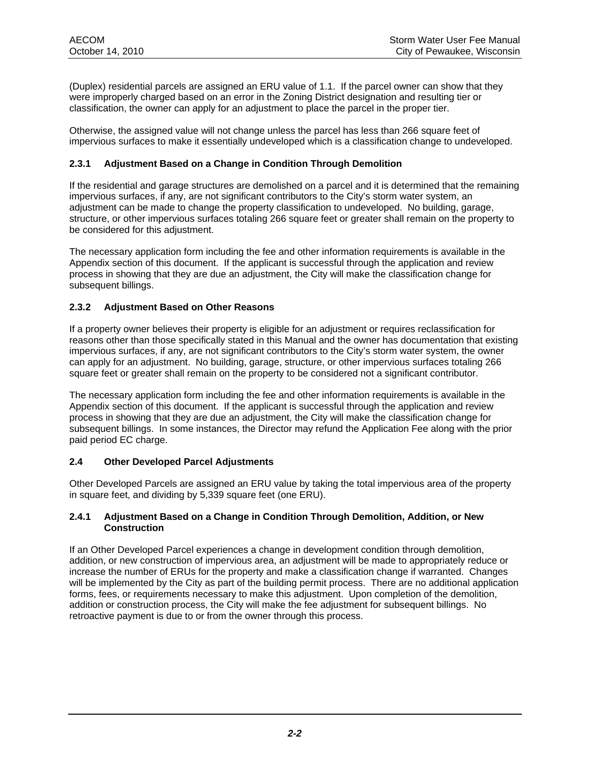(Duplex) residential parcels are assigned an ERU value of 1.1. If the parcel owner can show that they were improperly charged based on an error in the Zoning District designation and resulting tier or classification, the owner can apply for an adjustment to place the parcel in the proper tier.

Otherwise, the assigned value will not change unless the parcel has less than 266 square feet of impervious surfaces to make it essentially undeveloped which is a classification change to undeveloped.

### 2.3.1 Adjustment Based on a Change in Condition Through Demolition

If the residential and garage structures are demolished on a parcel and it is determined that the remaining impervious surfaces, if any, are not significant contributors to the City's storm water system, an adjustment can be made to change the property classification to undeveloped. No building, garage, structure, or other impervious surfaces totaling 266 square feet or greater shall remain on the property to be considered for this adjustment.

The necessary application form including the fee and other information requirements is available in the Appendix section of this document. If the applicant is successful through the application and review process in showing that they are due an adjustment, the City will make the classification change for subsequent billings.

### 2.3.2 Adjustment Based on Other Reasons

If a property owner believes their property is eligible for an adjustment or requires reclassification for reasons other than those specifically stated in this Manual and the owner has documentation that existing impervious surfaces, if any, are not significant contributors to the City's storm water system, the owner can apply for an adjustment. No building, garage, structure, or other impervious surfaces totaling 266 square feet or greater shall remain on the property to be considered not a significant contributor.

The necessary application form including the fee and other information requirements is available in the Appendix section of this document. If the applicant is successful through the application and review process in showing that they are due an adjustment, the City will make the classification change for subsequent billings. In some instances, the Director may refund the Application Fee along with the prior paid period EC charge.

## 2.4 Other Developed Parcel Adjustments

Other Developed Parcels are assigned an ERU value by taking the total impervious area of the property in square feet, and dividing by 5,339 square feet (one ERU).

### 2.4.1 Adjustment Based on a Change in Condition Through Demolition, Addition, or New Construction

If an Other Developed Parcel experiences a change in development condition through demolition, addition, or new construction of impervious area, an adjustment will be made to appropriately reduce or increase the number of ERUs for the property and make a classification change if warranted. Changes will be implemented by the City as part of the building permit process. There are no additional application forms, fees, or requirements necessary to make this adjustment. Upon completion of the demolition, addition or construction process, the City will make the fee adjustment for subsequent billings. No retroactive payment is due to or from the owner through this process.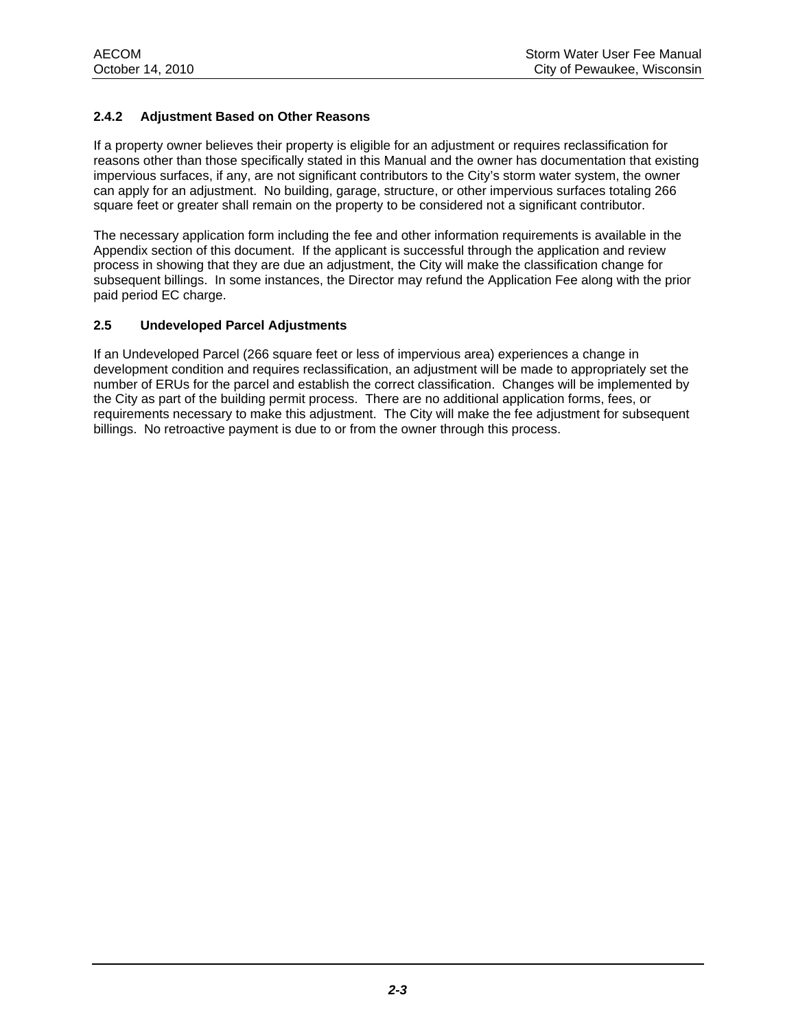### 2.4.2 Adjustment Based on Other Reasons

If a property owner believes their property is eligible for an adjustment or requires reclassification for reasons other than those specifically stated in this Manual and the owner has documentation that existing impervious surfaces, if any, are not significant contributors to the City's storm water system, the owner can apply for an adjustment. No building, garage, structure, or other impervious surfaces totaling 266 square feet or greater shall remain on the property to be considered not a significant contributor.

The necessary application form including the fee and other information requirements is available in the Appendix section of this document. If the applicant is successful through the application and review process in showing that they are due an adjustment, the City will make the classification change for subsequent billings. In some instances, the Director may refund the Application Fee along with the prior paid period EC charge.

## 2.5 Undeveloped Parcel Adjustments

If an Undeveloped Parcel (266 square feet or less of impervious area) experiences a change in development condition and requires reclassification, an adjustment will be made to appropriately set the number of ERUs for the parcel and establish the correct classification. Changes will be implemented by the City as part of the building permit process. There are no additional application forms, fees, or requirements necessary to make this adjustment. The City will make the fee adjustment for subsequent billings. No retroactive payment is due to or from the owner through this process.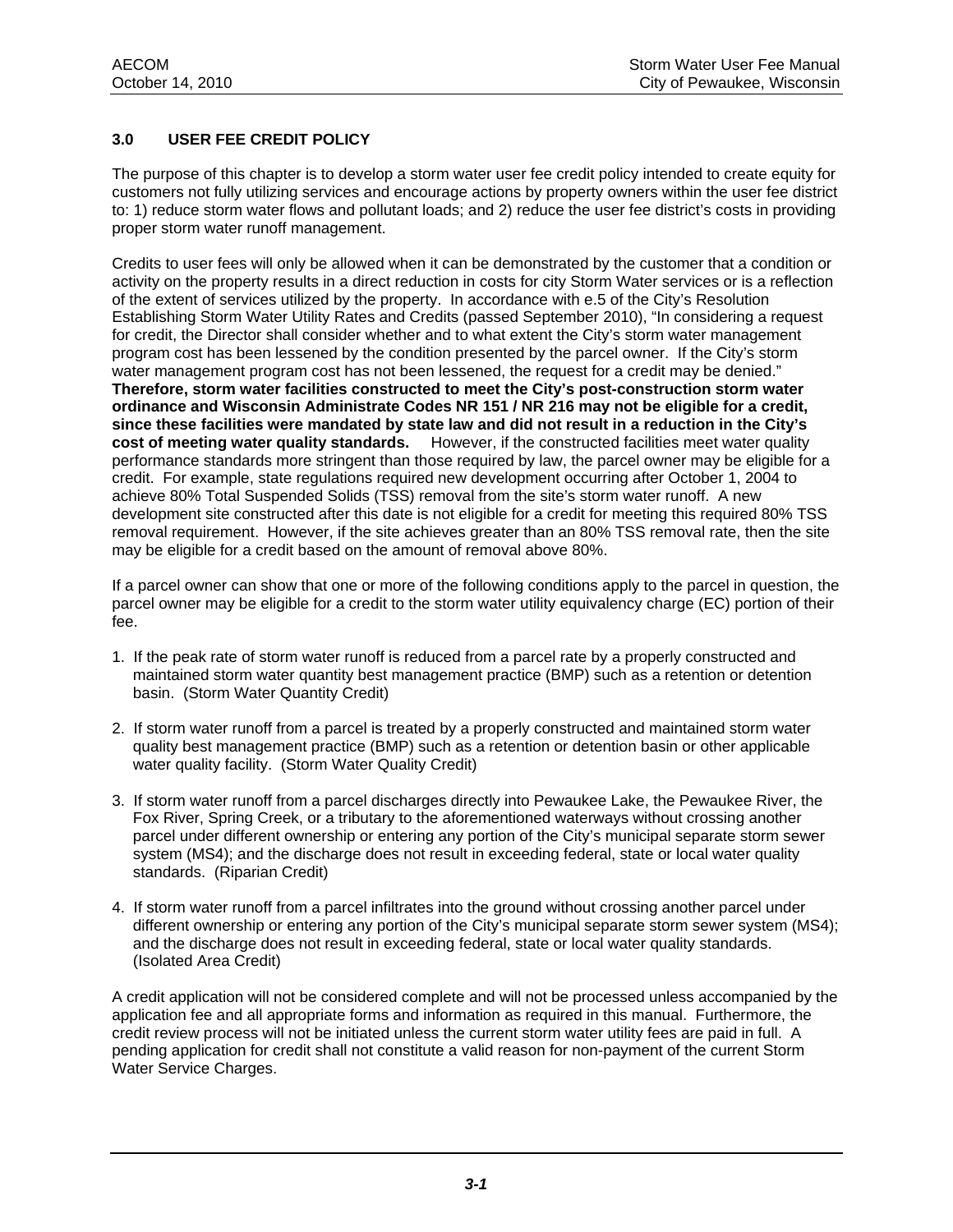## 3.0 USER FEE CREDIT POLICY

The purpose of this chapter is to develop a storm water user fee credit policy intended to create equity for customers not fully utilizing services and encourage actions by property owners within the user fee district to: 1) reduce storm water flows and pollutant loads; and 2) reduce the user fee district's costs in providing proper storm water runoff management.

Credits to user fees will only be allowed when it can be demonstrated by the customer that a condition or activity on the property results in a direct reduction in costs for city Storm Water services or is a reflection of the extent of services utilized by the property. In accordance with e.5 of the City's Resolution Establishing Storm Water Utility Rates and Credits (passed September 2010), "In considering a request for credit, the Director shall consider whether and to what extent the City's storm water management program cost has been lessened by the condition presented by the parcel owner. If the City's storm water management program cost has not been lessened, the request for a credit may be denied." **Therefore, storm water facilities constructed to meet the City's post-construction storm water ordinance and Wisconsin Administrate Codes NR 151 / NR 216 may not be eligible for a credit, since these facilities were mandated by state law and did not result in a reduction in the City's cost of meeting water quality standards.** However, if the constructed facilities meet water quality performance standards more stringent than those required by law, the parcel owner may be eligible for a credit. For example, state regulations required new development occurring after October 1, 2004 to achieve 80% Total Suspended Solids (TSS) removal from the site's storm water runoff. A new development site constructed after this date is not eligible for a credit for meeting this required 80% TSS removal requirement. However, if the site achieves greater than an 80% TSS removal rate, then the site may be eligible for a credit based on the amount of removal above 80%.

If a parcel owner can show that one or more of the following conditions apply to the parcel in question, the parcel owner may be eligible for a credit to the storm water utility equivalency charge (EC) portion of their fee.

1. If the peak rate of storm water runoff is reduced from a parcel rate by a properly constructed and maintained storm water quantity best management practice (BMP) such as a retention or detention basin. (Storm Water Quantity Credit)
2. If storm water runoff from a parcel is treated by a properly constructed and maintained storm water quality best management practice (BMP) such as a retention or detention basin or other applicable water quality facility. (Storm Water Quality Credit)
3. If storm water runoff from a parcel discharges directly into Pewaukee Lake, the Pewaukee River, the Fox River, Spring Creek, or a tributary to the aforementioned waterways without crossing another parcel under different ownership or entering any portion of the City's municipal separate storm sewer system (MS4); and the discharge does not result in exceeding federal, state or local water quality standards. (Riparian Credit)
4. If storm water runoff from a parcel infiltrates into the ground without crossing another parcel under different ownership or entering any portion of the City's municipal separate storm sewer system (MS4); and the discharge does not result in exceeding federal, state or local water quality standards. (Isolated Area Credit)

A credit application will not be considered complete and will not be processed unless accompanied by the application fee and all appropriate forms and information as required in this manual. Furthermore, the credit review process will not be initiated unless the current storm water utility fees are paid in full. A pending application for credit shall not constitute a valid reason for non-payment of the current Storm Water Service Charges.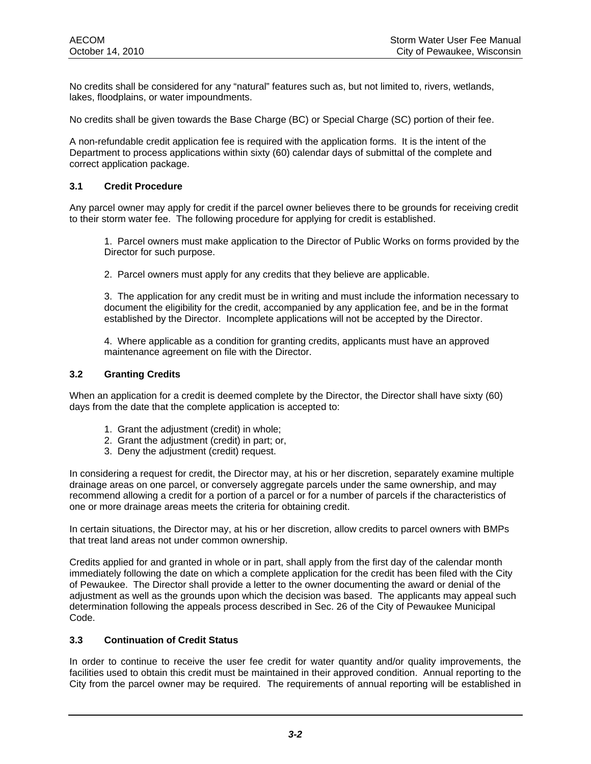No credits shall be considered for any “natural” features such as, but not limited to, rivers, wetlands, lakes, floodplains, or water impoundments.

No credits shall be given towards the Base Charge (BC) or Special Charge (SC) portion of their fee.

A non-refundable credit application fee is required with the application forms. It is the intent of the Department to process applications within sixty (60) calendar days of submittal of the complete and correct application package.

### 3.1 Credit Procedure

Any parcel owner may apply for credit if the parcel owner believes there to be grounds for receiving credit to their storm water fee. The following procedure for applying for credit is established.

1. Parcel owners must make application to the Director of Public Works on forms provided by the Director for such purpose.

2. Parcel owners must apply for any credits that they believe are applicable.

3. The application for any credit must be in writing and must include the information necessary to document the eligibility for the credit, accompanied by any application fee, and be in the format established by the Director. Incomplete applications will not be accepted by the Director.

4. Where applicable as a condition for granting credits, applicants must have an approved maintenance agreement on file with the Director.

### 3.2 Granting Credits

When an application for a credit is deemed complete by the Director, the Director shall have sixty (60) days from the date that the complete application is accepted to:

1. Grant the adjustment (credit) in whole;
2. Grant the adjustment (credit) in part; or,
3. Deny the adjustment (credit) request.

In considering a request for credit, the Director may, at his or her discretion, separately examine multiple drainage areas on one parcel, or conversely aggregate parcels under the same ownership, and may recommend allowing a credit for a portion of a parcel or for a number of parcels if the characteristics of one or more drainage areas meets the criteria for obtaining credit.

In certain situations, the Director may, at his or her discretion, allow credits to parcel owners with BMPs that treat land areas not under common ownership.

Credits applied for and granted in whole or in part, shall apply from the first day of the calendar month immediately following the date on which a complete application for the credit has been filed with the City of Pewaukee. The Director shall provide a letter to the owner documenting the award or denial of the adjustment as well as the grounds upon which the decision was based. The applicants may appeal such determination following the appeals process described in Sec. 26 of the City of Pewaukee Municipal Code.

### 3.3 Continuation of Credit Status

In order to continue to receive the user fee credit for water quantity and/or quality improvements, the facilities used to obtain this credit must be maintained in their approved condition. Annual reporting to the City from the parcel owner may be required. The requirements of annual reporting will be established in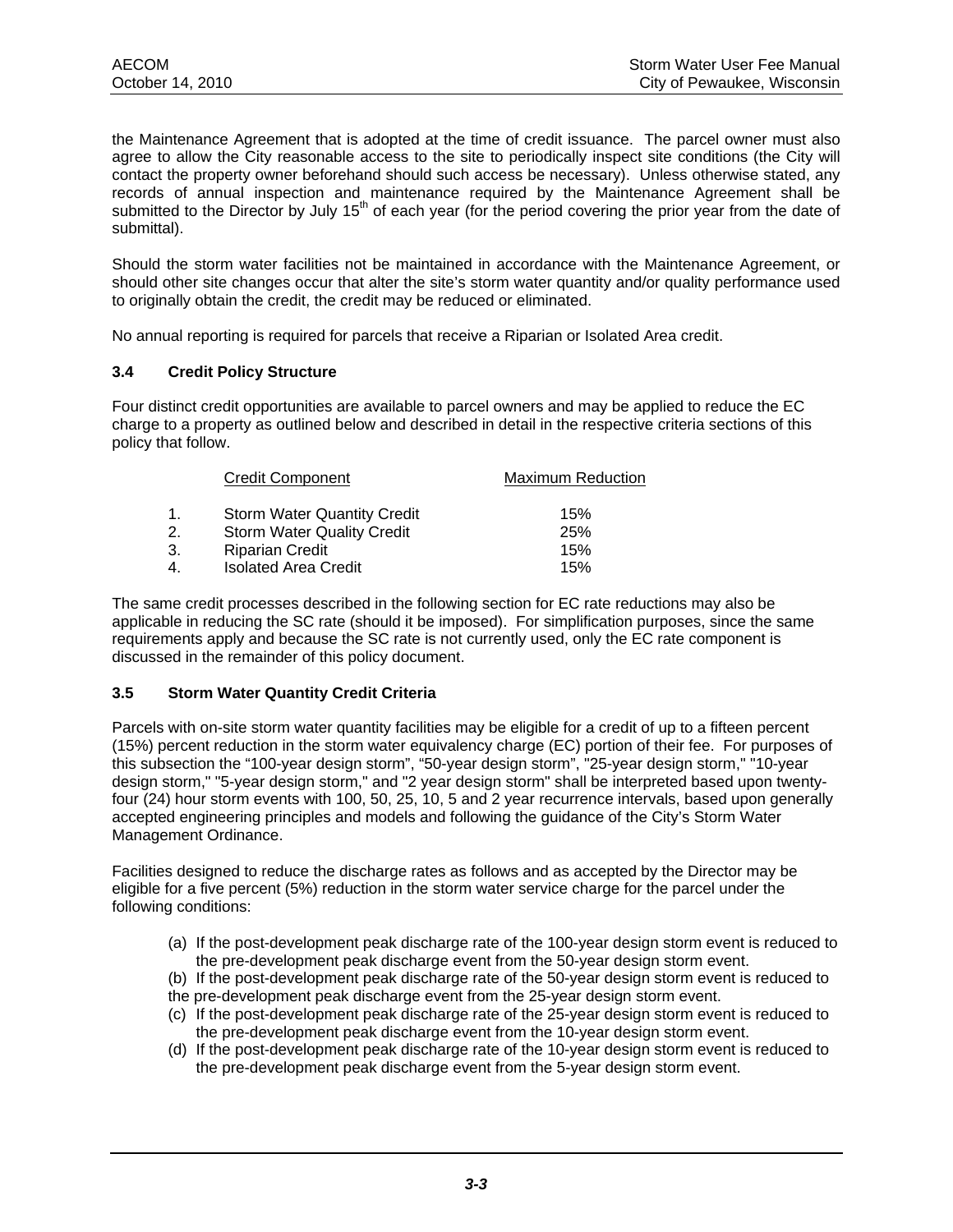the Maintenance Agreement that is adopted at the time of credit issuance. The parcel owner must also agree to allow the City reasonable access to the site to periodically inspect site conditions (the City will contact the property owner beforehand should such access be necessary). Unless otherwise stated, any records of annual inspection and maintenance required by the Maintenance Agreement shall be submitted to the Director by July 15th of each year (for the period covering the prior year from the date of submittal).

Should the storm water facilities not be maintained in accordance with the Maintenance Agreement, or should other site changes occur that alter the site's storm water quantity and/or quality performance used to originally obtain the credit, the credit may be reduced or eliminated.

No annual reporting is required for parcels that receive a Riparian or Isolated Area credit.

### 3.4 Credit Policy Structure

Four distinct credit opportunities are available to parcel owners and may be applied to reduce the EC charge to a property as outlined below and described in detail in the respective criteria sections of this policy that follow.

| | Credit Component | Maximum Reduction |
|---|---|---|
| 1. | Storm Water Quantity Credit | 15% |
| 2. | Storm Water Quality Credit | 25% |
| 3. | Riparian Credit | 15% |
| 4. | Isolated Area Credit | 15% |

The same credit processes described in the following section for EC rate reductions may also be applicable in reducing the SC rate (should it be imposed). For simplification purposes, since the same requirements apply and because the SC rate is not currently used, only the EC rate component is discussed in the remainder of this policy document.

### 3.5 Storm Water Quantity Credit Criteria

Parcels with on-site storm water quantity facilities may be eligible for a credit of up to a fifteen percent (15%) percent reduction in the storm water equivalency charge (EC) portion of their fee. For purposes of this subsection the "100-year design storm", "50-year design storm", "25-year design storm," "10-year design storm," "5-year design storm," and "2 year design storm" shall be interpreted based upon twenty-four (24) hour storm events with 100, 50, 25, 10, 5 and 2 year recurrence intervals, based upon generally accepted engineering principles and models and following the guidance of the City's Storm Water Management Ordinance.

Facilities designed to reduce the discharge rates as follows and as accepted by the Director may be eligible for a five percent (5%) reduction in the storm water service charge for the parcel under the following conditions:

(a) If the post-development peak discharge rate of the 100-year design storm event is reduced to the pre-development peak discharge event from the 50-year design storm event.

(b) If the post-development peak discharge rate of the 50-year design storm event is reduced to the pre-development peak discharge event from the 25-year design storm event.

(c) If the post-development peak discharge rate of the 25-year design storm event is reduced to the pre-development peak discharge event from the 10-year design storm event.

(d) If the post-development peak discharge rate of the 10-year design storm event is reduced to the pre-development peak discharge event from the 5-year design storm event.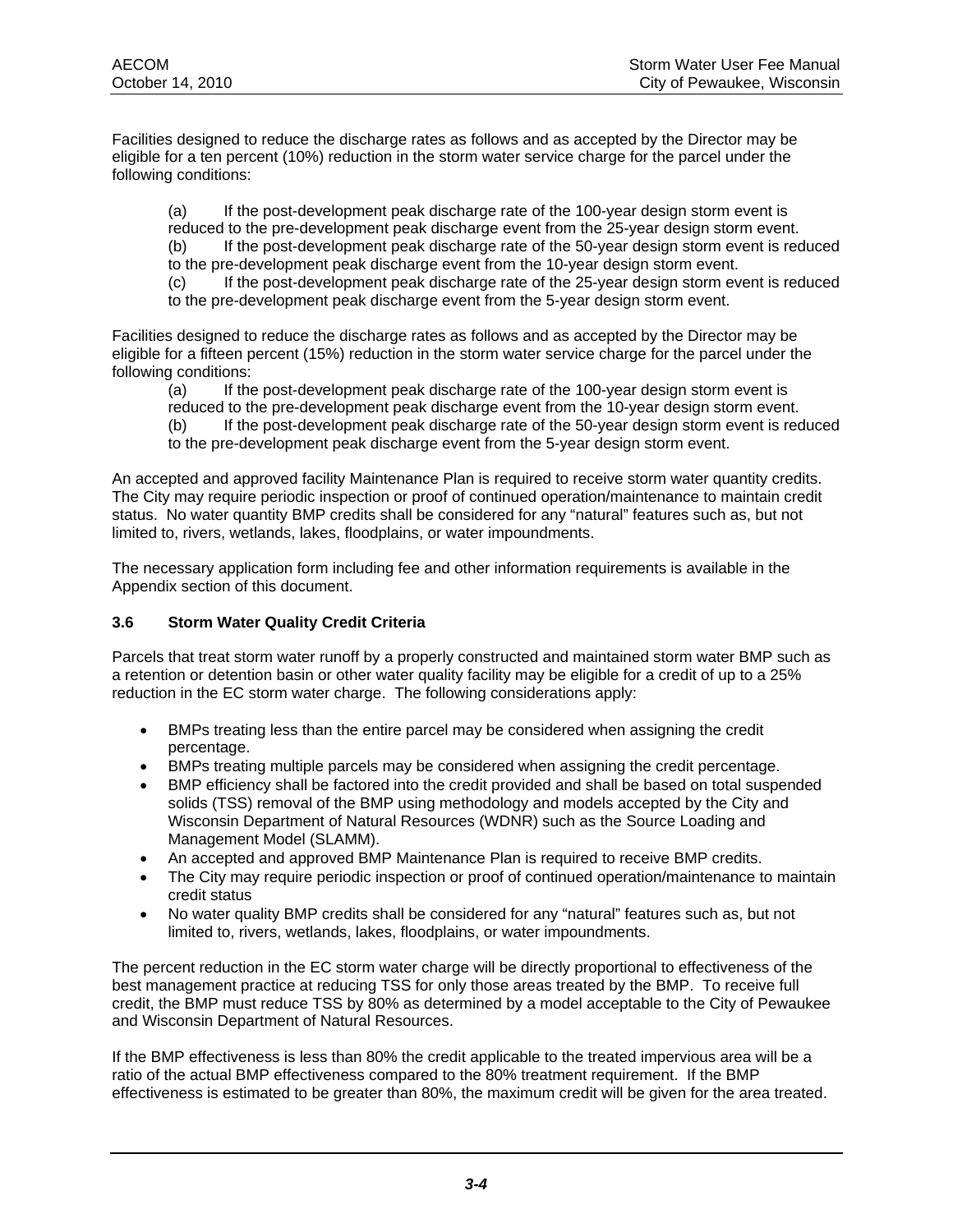Facilities designed to reduce the discharge rates as follows and as accepted by the Director may be eligible for a ten percent (10%) reduction in the storm water service charge for the parcel under the following conditions:

(a) If the post-development peak discharge rate of the 100-year design storm event is reduced to the pre-development peak discharge event from the 25-year design storm event.
(b) If the post-development peak discharge rate of the 50-year design storm event is reduced to the pre-development peak discharge event from the 10-year design storm event.
(c) If the post-development peak discharge rate of the 25-year design storm event is reduced to the pre-development peak discharge event from the 5-year design storm event.

Facilities designed to reduce the discharge rates as follows and as accepted by the Director may be eligible for a fifteen percent (15%) reduction in the storm water service charge for the parcel under the following conditions:

(a) If the post-development peak discharge rate of the 100-year design storm event is reduced to the pre-development peak discharge event from the 10-year design storm event.
(b) If the post-development peak discharge rate of the 50-year design storm event is reduced to the pre-development peak discharge event from the 5-year design storm event.

An accepted and approved facility Maintenance Plan is required to receive storm water quantity credits. The City may require periodic inspection or proof of continued operation/maintenance to maintain credit status. No water quantity BMP credits shall be considered for any "natural" features such as, but not limited to, rivers, wetlands, lakes, floodplains, or water impoundments.

The necessary application form including fee and other information requirements is available in the Appendix section of this document.

### 3.6 Storm Water Quality Credit Criteria

Parcels that treat storm water runoff by a properly constructed and maintained storm water BMP such as a retention or detention basin or other water quality facility may be eligible for a credit of up to a 25% reduction in the EC storm water charge. The following considerations apply:

- BMPs treating less than the entire parcel may be considered when assigning the credit percentage.
- BMPs treating multiple parcels may be considered when assigning the credit percentage.
- BMP efficiency shall be factored into the credit provided and shall be based on total suspended solids (TSS) removal of the BMP using methodology and models accepted by the City and Wisconsin Department of Natural Resources (WDNR) such as the Source Loading and Management Model (SLAMM).
- An accepted and approved BMP Maintenance Plan is required to receive BMP credits.
- The City may require periodic inspection or proof of continued operation/maintenance to maintain credit status
- No water quality BMP credits shall be considered for any "natural" features such as, but not limited to, rivers, wetlands, lakes, floodplains, or water impoundments.

The percent reduction in the EC storm water charge will be directly proportional to effectiveness of the best management practice at reducing TSS for only those areas treated by the BMP. To receive full credit, the BMP must reduce TSS by 80% as determined by a model acceptable to the City of Pewaukee and Wisconsin Department of Natural Resources.

If the BMP effectiveness is less than 80% the credit applicable to the treated impervious area will be a ratio of the actual BMP effectiveness compared to the 80% treatment requirement. If the BMP effectiveness is estimated to be greater than 80%, the maximum credit will be given for the area treated.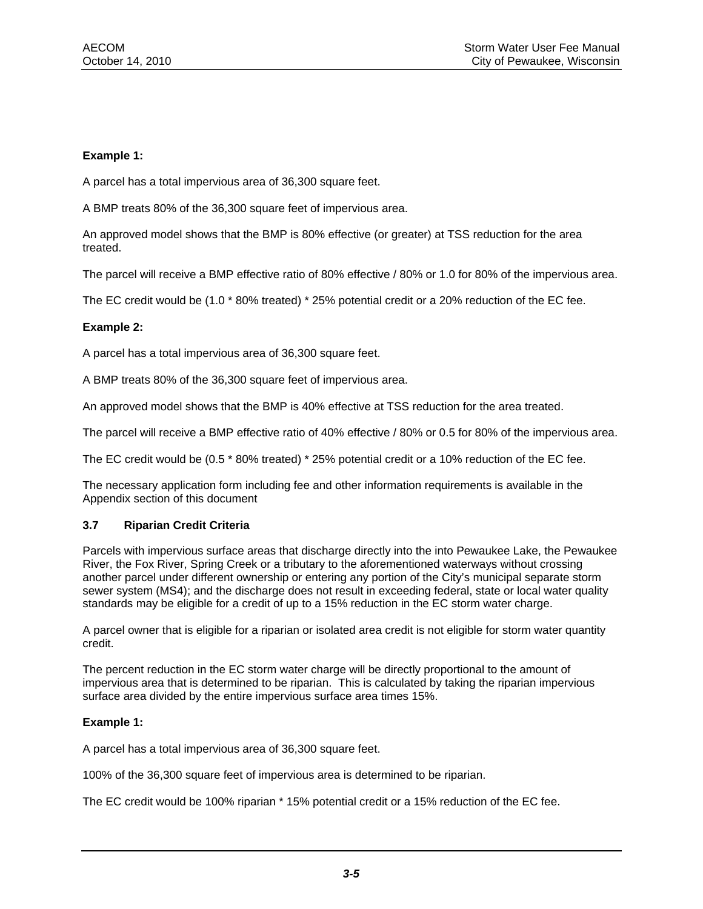**Example 1:**

A parcel has a total impervious area of 36,300 square feet.

A BMP treats 80% of the 36,300 square feet of impervious area.

An approved model shows that the BMP is 80% effective (or greater) at TSS reduction for the area treated.

The parcel will receive a BMP effective ratio of 80% effective / 80% or 1.0 for 80% of the impervious area.

The EC credit would be (1.0 * 80% treated) * 25% potential credit or a 20% reduction of the EC fee.

**Example 2:**

A parcel has a total impervious area of 36,300 square feet.

A BMP treats 80% of the 36,300 square feet of impervious area.

An approved model shows that the BMP is 40% effective at TSS reduction for the area treated.

The parcel will receive a BMP effective ratio of 40% effective / 80% or 0.5 for 80% of the impervious area.

The EC credit would be (0.5 * 80% treated) * 25% potential credit or a 10% reduction of the EC fee.

The necessary application form including fee and other information requirements is available in the Appendix section of this document

### 3.7 Riparian Credit Criteria

Parcels with impervious surface areas that discharge directly into the into Pewaukee Lake, the Pewaukee River, the Fox River, Spring Creek or a tributary to the aforementioned waterways without crossing another parcel under different ownership or entering any portion of the City's municipal separate storm sewer system (MS4); and the discharge does not result in exceeding federal, state or local water quality standards may be eligible for a credit of up to a 15% reduction in the EC storm water charge.

A parcel owner that is eligible for a riparian or isolated area credit is not eligible for storm water quantity credit.

The percent reduction in the EC storm water charge will be directly proportional to the amount of impervious area that is determined to be riparian. This is calculated by taking the riparian impervious surface area divided by the entire impervious surface area times 15%.

**Example 1:**

A parcel has a total impervious area of 36,300 square feet.

100% of the 36,300 square feet of impervious area is determined to be riparian.

The EC credit would be 100% riparian * 15% potential credit or a 15% reduction of the EC fee.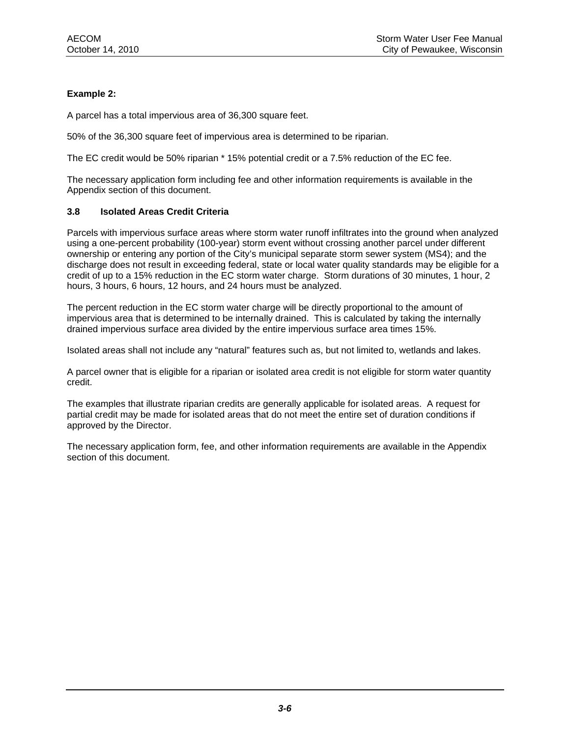**Example 2:**

A parcel has a total impervious area of 36,300 square feet.

50% of the 36,300 square feet of impervious area is determined to be riparian.

The EC credit would be 50% riparian * 15% potential credit or a 7.5% reduction of the EC fee.

The necessary application form including fee and other information requirements is available in the Appendix section of this document.

### 3.8 Isolated Areas Credit Criteria

Parcels with impervious surface areas where storm water runoff infiltrates into the ground when analyzed using a one-percent probability (100-year) storm event without crossing another parcel under different ownership or entering any portion of the City's municipal separate storm sewer system (MS4); and the discharge does not result in exceeding federal, state or local water quality standards may be eligible for a credit of up to a 15% reduction in the EC storm water charge. Storm durations of 30 minutes, 1 hour, 2 hours, 3 hours, 6 hours, 12 hours, and 24 hours must be analyzed.

The percent reduction in the EC storm water charge will be directly proportional to the amount of impervious area that is determined to be internally drained. This is calculated by taking the internally drained impervious surface area divided by the entire impervious surface area times 15%.

Isolated areas shall not include any "natural" features such as, but not limited to, wetlands and lakes.

A parcel owner that is eligible for a riparian or isolated area credit is not eligible for storm water quantity credit.

The examples that illustrate riparian credits are generally applicable for isolated areas. A request for partial credit may be made for isolated areas that do not meet the entire set of duration conditions if approved by the Director.

The necessary application form, fee, and other information requirements are available in the Appendix section of this document.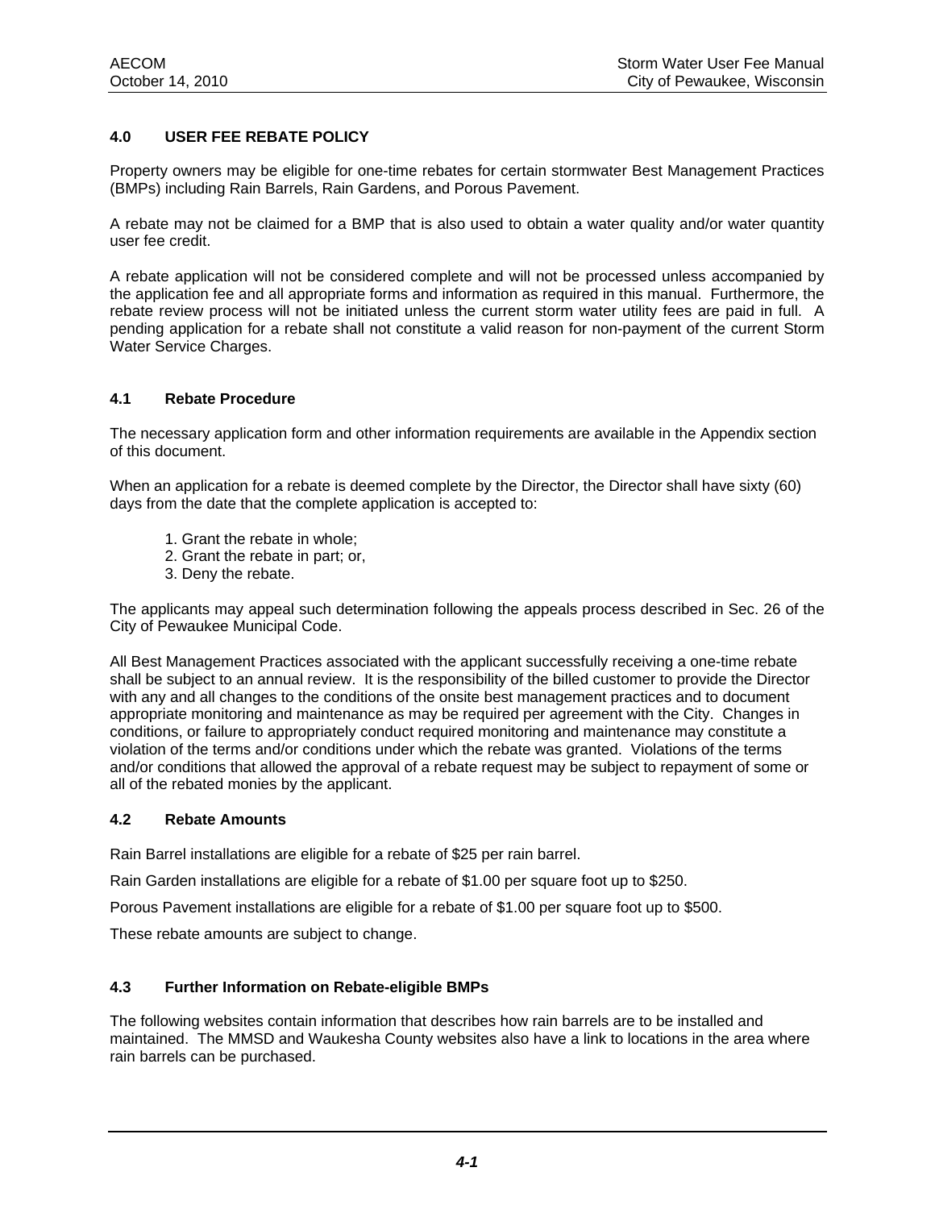## 4.0 USER FEE REBATE POLICY

Property owners may be eligible for one-time rebates for certain stormwater Best Management Practices (BMPs) including Rain Barrels, Rain Gardens, and Porous Pavement.

A rebate may not be claimed for a BMP that is also used to obtain a water quality and/or water quantity user fee credit.

A rebate application will not be considered complete and will not be processed unless accompanied by the application fee and all appropriate forms and information as required in this manual. Furthermore, the rebate review process will not be initiated unless the current storm water utility fees are paid in full. A pending application for a rebate shall not constitute a valid reason for non-payment of the current Storm Water Service Charges.

### 4.1 Rebate Procedure

The necessary application form and other information requirements are available in the Appendix section of this document.

When an application for a rebate is deemed complete by the Director, the Director shall have sixty (60) days from the date that the complete application is accepted to:

1. Grant the rebate in whole;
2. Grant the rebate in part; or,
3. Deny the rebate.

The applicants may appeal such determination following the appeals process described in Sec. 26 of the City of Pewaukee Municipal Code.

All Best Management Practices associated with the applicant successfully receiving a one-time rebate shall be subject to an annual review. It is the responsibility of the billed customer to provide the Director with any and all changes to the conditions of the onsite best management practices and to document appropriate monitoring and maintenance as may be required per agreement with the City. Changes in conditions, or failure to appropriately conduct required monitoring and maintenance may constitute a violation of the terms and/or conditions under which the rebate was granted. Violations of the terms and/or conditions that allowed the approval of a rebate request may be subject to repayment of some or all of the rebated monies by the applicant.

### 4.2 Rebate Amounts

Rain Barrel installations are eligible for a rebate of $25 per rain barrel.

Rain Garden installations are eligible for a rebate of $1.00 per square foot up to $250.

Porous Pavement installations are eligible for a rebate of $1.00 per square foot up to $500.

These rebate amounts are subject to change.

### 4.3 Further Information on Rebate-eligible BMPs

The following websites contain information that describes how rain barrels are to be installed and maintained. The MMSD and Waukesha County websites also have a link to locations in the area where rain barrels can be purchased.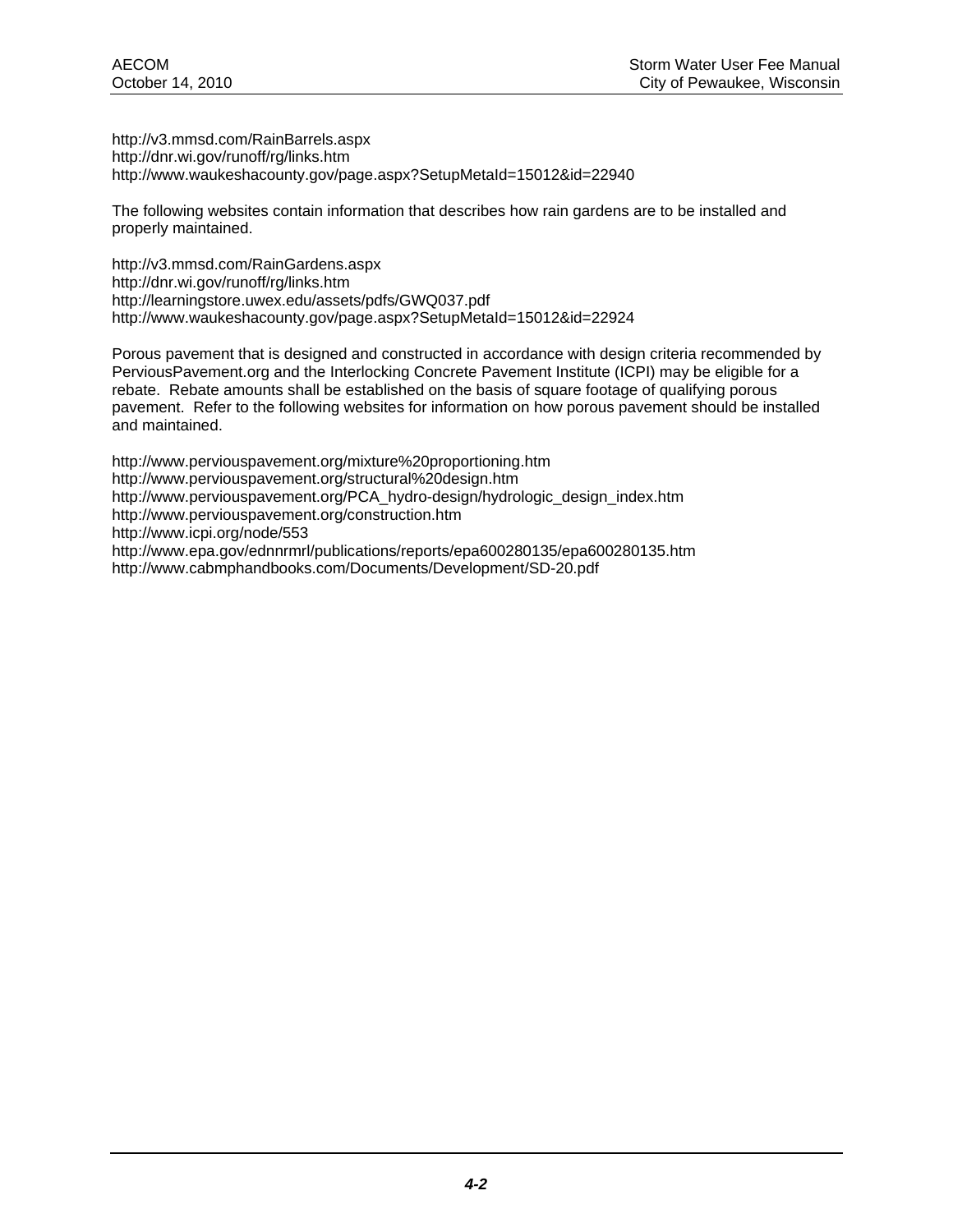http://v3.mmsd.com/RainBarrels.aspx
http://dnr.wi.gov/runoff/rg/links.htm
http://www.waukeshacounty.gov/page.aspx?SetupMetaId=15012&id=22940

The following websites contain information that describes how rain gardens are to be installed and properly maintained.

http://v3.mmsd.com/RainGardens.aspx
http://dnr.wi.gov/runoff/rg/links.htm
http://learningstore.uwex.edu/assets/pdfs/GWQ037.pdf
http://www.waukeshacounty.gov/page.aspx?SetupMetaId=15012&id=22924

Porous pavement that is designed and constructed in accordance with design criteria recommended by PerviousPavement.org and the Interlocking Concrete Pavement Institute (ICPI) may be eligible for a rebate. Rebate amounts shall be established on the basis of square footage of qualifying porous pavement. Refer to the following websites for information on how porous pavement should be installed and maintained.

http://www.perviouspavement.org/mixture%20proportioning.htm
http://www.perviouspavement.org/structural%20design.htm
http://www.perviouspavement.org/PCA_hydro-design/hydrologic_design_index.htm
http://www.perviouspavement.org/construction.htm
http://www.icpi.org/node/553
http://www.epa.gov/ednnrmrl/publications/reports/epa600280135/epa600280135.htm
http://www.cabmphandbooks.com/Documents/Development/SD-20.pdf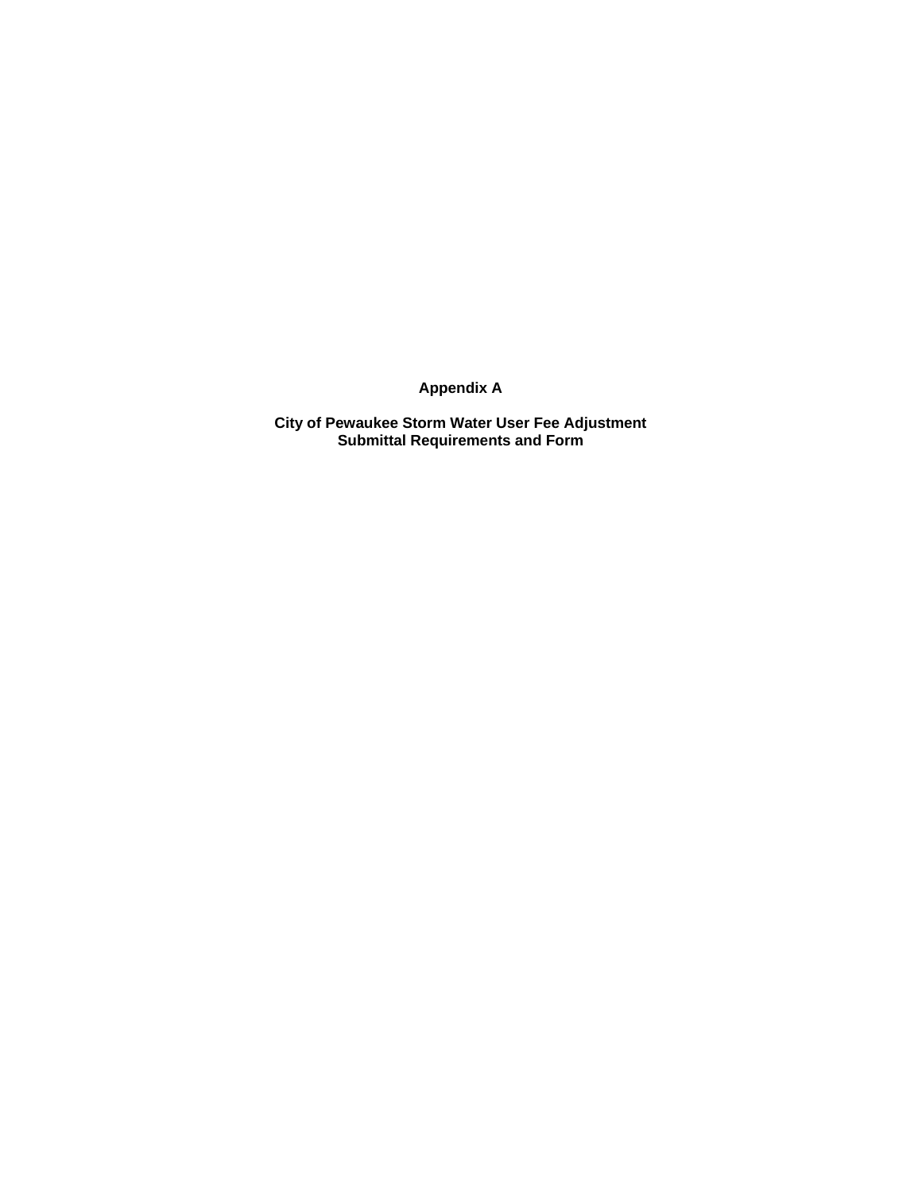# Appendix A

## City of Pewaukee Storm Water User Fee Adjustment Submittal Requirements and Form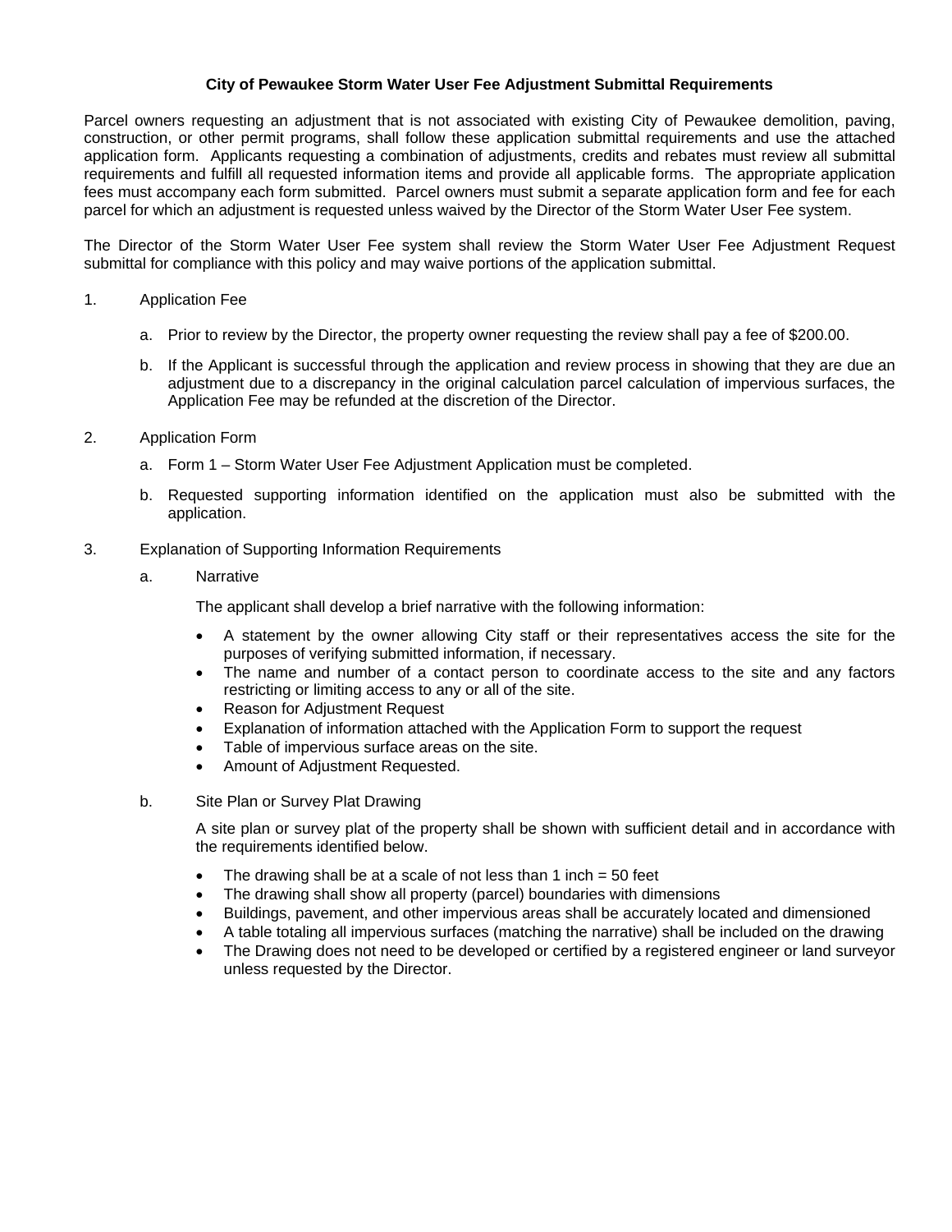**City of Pewaukee Storm Water User Fee Adjustment Submittal Requirements**

Parcel owners requesting an adjustment that is not associated with existing City of Pewaukee demolition, paving, construction, or other permit programs, shall follow these application submittal requirements and use the attached application form. Applicants requesting a combination of adjustments, credits and rebates must review all submittal requirements and fulfill all requested information items and provide all applicable forms. The appropriate application fees must accompany each form submitted. Parcel owners must submit a separate application form and fee for each parcel for which an adjustment is requested unless waived by the Director of the Storm Water User Fee system.

The Director of the Storm Water User Fee system shall review the Storm Water User Fee Adjustment Request submittal for compliance with this policy and may waive portions of the application submittal.

1. Application Fee

   a. Prior to review by the Director, the property owner requesting the review shall pay a fee of $200.00.

   b. If the Applicant is successful through the application and review process in showing that they are due an adjustment due to a discrepancy in the original calculation parcel calculation of impervious surfaces, the Application Fee may be refunded at the discretion of the Director.

2. Application Form

   a. Form 1 – Storm Water User Fee Adjustment Application must be completed.

   b. Requested supporting information identified on the application must also be submitted with the application.

3. Explanation of Supporting Information Requirements

   a. Narrative

      The applicant shall develop a brief narrative with the following information:

      - A statement by the owner allowing City staff or their representatives access the site for the purposes of verifying submitted information, if necessary.
      - The name and number of a contact person to coordinate access to the site and any factors restricting or limiting access to any or all of the site.
      - Reason for Adjustment Request
      - Explanation of information attached with the Application Form to support the request
      - Table of impervious surface areas on the site.
      - Amount of Adjustment Requested.

   b. Site Plan or Survey Plat Drawing

      A site plan or survey plat of the property shall be shown with sufficient detail and in accordance with the requirements identified below.

      - The drawing shall be at a scale of not less than 1 inch = 50 feet
      - The drawing shall show all property (parcel) boundaries with dimensions
      - Buildings, pavement, and other impervious areas shall be accurately located and dimensioned
      - A table totaling all impervious surfaces (matching the narrative) shall be included on the drawing
      - The Drawing does not need to be developed or certified by a registered engineer or land surveyor unless requested by the Director.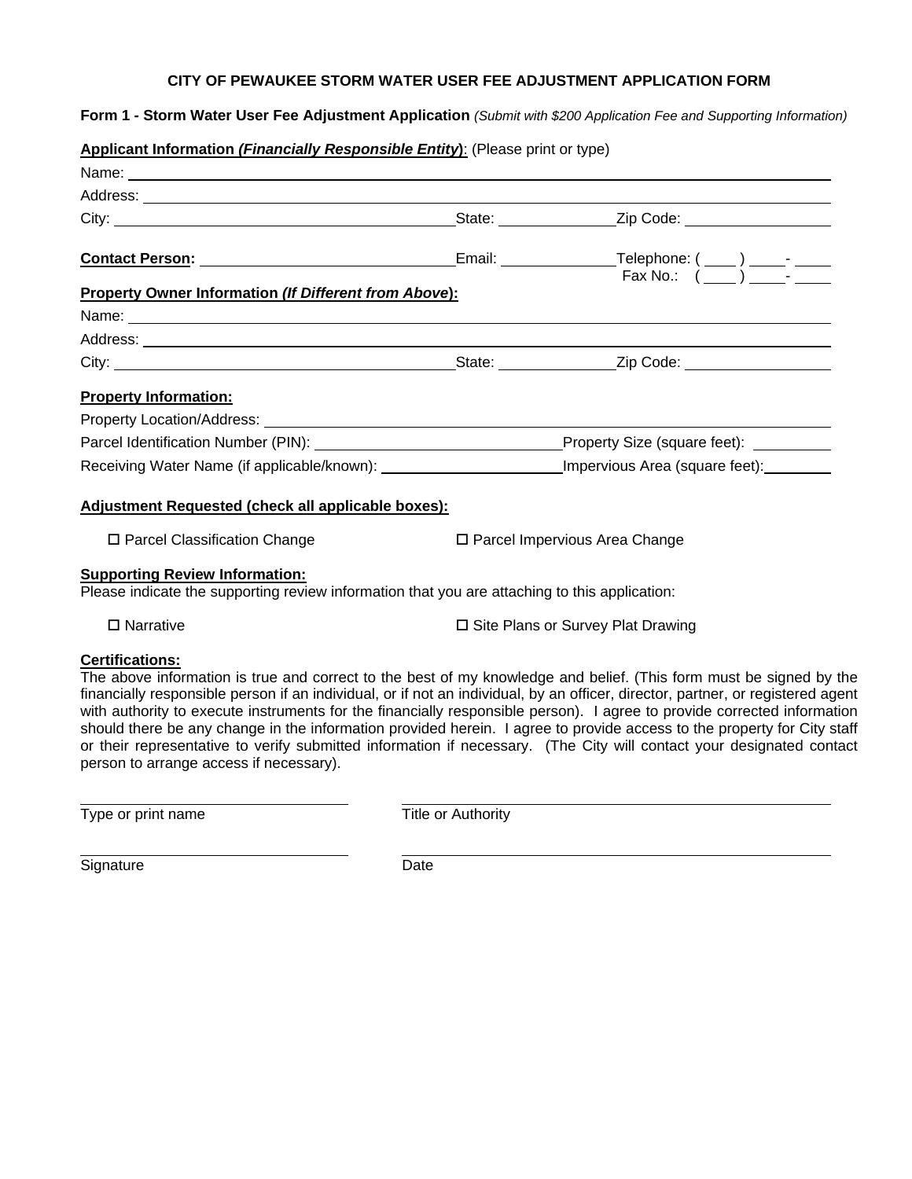# CITY OF PEWAUKEE STORM WATER USER FEE ADJUSTMENT APPLICATION FORM

**Form 1 - Storm Water User Fee Adjustment Application** *(Submit with $200 Application Fee and Supporting Information)*

**Applicant Information *(Financially Responsible Entity)***: (Please print or type)

Name: ______________________________________________

Address: ______________________________________________

City: ______________________ State: __________ Zip Code: ____________

**Contact Person:** ______________________ Email: __________ Telephone: ( ____ ) ____- ____
Fax No.: ( ____ ) ____- ____

**Property Owner Information *(If Different from Above)*:**

Name: ______________________________________________

Address: ______________________________________________

City: ______________________ State: __________ Zip Code: ____________

**Property Information:**

Property Location/Address: ______________________________________________

Parcel Identification Number (PIN): ______________________ Property Size (square feet): ________

Receiving Water Name (if applicable/known): __________________ Impervious Area (square feet): ________

**Adjustment Requested (check all applicable boxes):**

☐ Parcel Classification Change ☐ Parcel Impervious Area Change

**Supporting Review Information:**

Please indicate the supporting review information that you are attaching to this application:

☐ Narrative ☐ Site Plans or Survey Plat Drawing

**Certifications:**

The above information is true and correct to the best of my knowledge and belief. (This form must be signed by the financially responsible person if an individual, or if not an individual, by an officer, director, partner, or registered agent with authority to execute instruments for the financially responsible person). I agree to provide corrected information should there be any change in the information provided herein. I agree to provide access to the property for City staff or their representative to verify submitted information if necessary. (The City will contact your designated contact person to arrange access if necessary).

______________________ ______________________

Type or print name Title or Authority

______________________ ______________________

Signature Date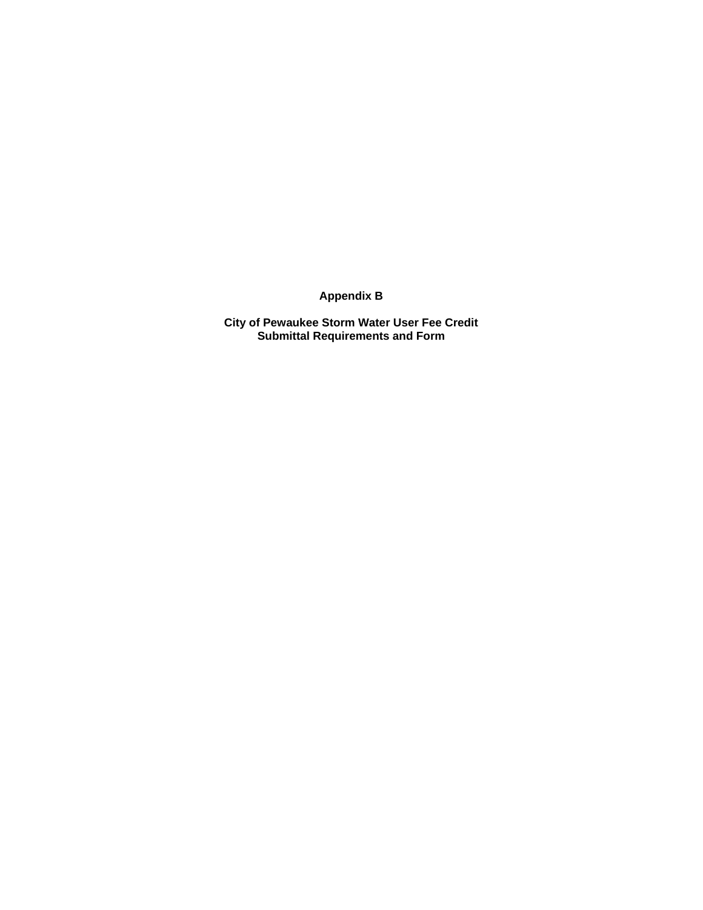# Appendix B

## City of Pewaukee Storm Water User Fee Credit Submittal Requirements and Form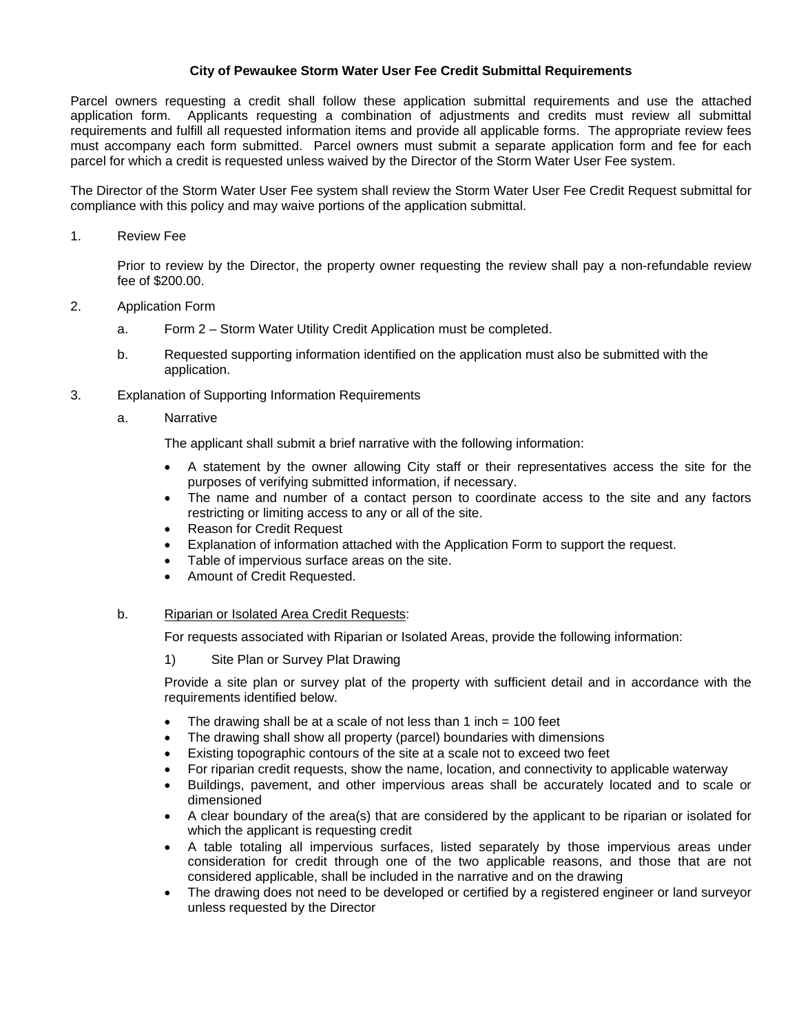# City of Pewaukee Storm Water User Fee Credit Submittal Requirements

Parcel owners requesting a credit shall follow these application submittal requirements and use the attached application form. Applicants requesting a combination of adjustments and credits must review all submittal requirements and fulfill all requested information items and provide all applicable forms. The appropriate review fees must accompany each form submitted. Parcel owners must submit a separate application form and fee for each parcel for which a credit is requested unless waived by the Director of the Storm Water User Fee system.

The Director of the Storm Water User Fee system shall review the Storm Water User Fee Credit Request submittal for compliance with this policy and may waive portions of the application submittal.

1. Review Fee

   Prior to review by the Director, the property owner requesting the review shall pay a non-refundable review fee of $200.00.

2. Application Form

   a. Form 2 – Storm Water Utility Credit Application must be completed.

   b. Requested supporting information identified on the application must also be submitted with the application.

3. Explanation of Supporting Information Requirements

   a. Narrative

   The applicant shall submit a brief narrative with the following information:

   - A statement by the owner allowing City staff or their representatives access the site for the purposes of verifying submitted information, if necessary.
   - The name and number of a contact person to coordinate access to the site and any factors restricting or limiting access to any or all of the site.
   - Reason for Credit Request
   - Explanation of information attached with the Application Form to support the request.
   - Table of impervious surface areas on the site.
   - Amount of Credit Requested.

   b. Riparian or Isolated Area Credit Requests:

   For requests associated with Riparian or Isolated Areas, provide the following information:

   1) Site Plan or Survey Plat Drawing

   Provide a site plan or survey plat of the property with sufficient detail and in accordance with the requirements identified below.

   - The drawing shall be at a scale of not less than 1 inch = 100 feet
   - The drawing shall show all property (parcel) boundaries with dimensions
   - Existing topographic contours of the site at a scale not to exceed two feet
   - For riparian credit requests, show the name, location, and connectivity to applicable waterway
   - Buildings, pavement, and other impervious areas shall be accurately located and to scale or dimensioned
   - A clear boundary of the area(s) that are considered by the applicant to be riparian or isolated for which the applicant is requesting credit
   - A table totaling all impervious surfaces, listed separately by those impervious areas under consideration for credit through one of the two applicable reasons, and those that are not considered applicable, shall be included in the narrative and on the drawing
   - The drawing does not need to be developed or certified by a registered engineer or land surveyor unless requested by the Director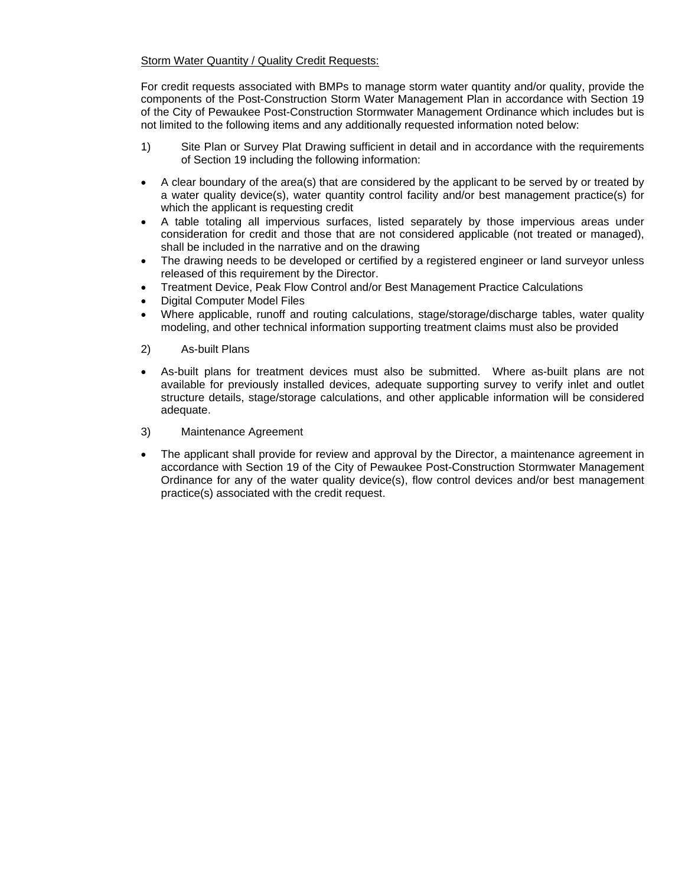<u>Storm Water Quantity / Quality Credit Requests:</u>

For credit requests associated with BMPs to manage storm water quantity and/or quality, provide the components of the Post-Construction Storm Water Management Plan in accordance with Section 19 of the City of Pewaukee Post-Construction Stormwater Management Ordinance which includes but is not limited to the following items and any additionally requested information noted below:

1) Site Plan or Survey Plat Drawing sufficient in detail and in accordance with the requirements of Section 19 including the following information:

- A clear boundary of the area(s) that are considered by the applicant to be served by or treated by a water quality device(s), water quantity control facility and/or best management practice(s) for which the applicant is requesting credit
- A table totaling all impervious surfaces, listed separately by those impervious areas under consideration for credit and those that are not considered applicable (not treated or managed), shall be included in the narrative and on the drawing
- The drawing needs to be developed or certified by a registered engineer or land surveyor unless released of this requirement by the Director.
- Treatment Device, Peak Flow Control and/or Best Management Practice Calculations
- Digital Computer Model Files
- Where applicable, runoff and routing calculations, stage/storage/discharge tables, water quality modeling, and other technical information supporting treatment claims must also be provided

2) As-built Plans

- As-built plans for treatment devices must also be submitted. Where as-built plans are not available for previously installed devices, adequate supporting survey to verify inlet and outlet structure details, stage/storage calculations, and other applicable information will be considered adequate.

3) Maintenance Agreement

- The applicant shall provide for review and approval by the Director, a maintenance agreement in accordance with Section 19 of the City of Pewaukee Post-Construction Stormwater Management Ordinance for any of the water quality device(s), flow control devices and/or best management practice(s) associated with the credit request.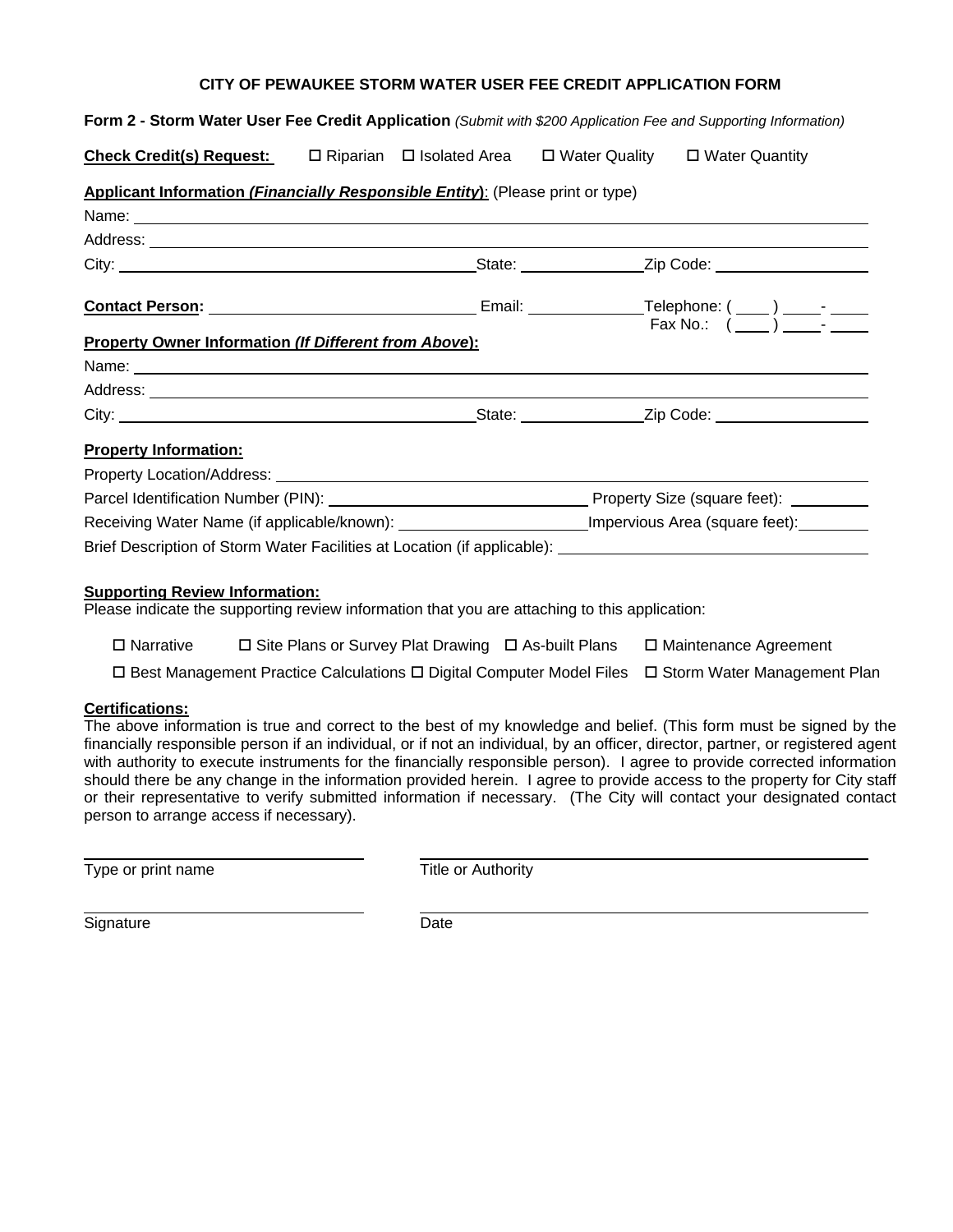# CITY OF PEWAUKEE STORM WATER USER FEE CREDIT APPLICATION FORM

**Form 2 - Storm Water User Fee Credit Application** *(Submit with $200 Application Fee and Supporting Information)*

**Check Credit(s) Request:** ☐ Riparian ☐ Isolated Area ☐ Water Quality ☐ Water Quantity

**Applicant Information *(Financially Responsible Entity)*:** (Please print or type)

Name: ______________________________________________

Address: ______________________________________________

City: ____________________ State: __________ Zip Code: __________

**Contact Person:** ____________________ Email: __________ Telephone: ( ___ ) ___- ____
Fax No.: ( ___ ) ___- ____

**Property Owner Information *(If Different from Above)*:**

Name: ______________________________________________

Address: ______________________________________________

City: ____________________ State: __________ Zip Code: __________

**Property Information:**

Property Location/Address: ______________________________________________

Parcel Identification Number (PIN): ____________________ Property Size (square feet): __________

Receiving Water Name (if applicable/known): ____________________ Impervious Area (square feet): __________

Brief Description of Storm Water Facilities at Location (if applicable): ____________________

**Supporting Review Information:**

Please indicate the supporting review information that you are attaching to this application:

☐ Narrative ☐ Site Plans or Survey Plat Drawing ☐ As-built Plans ☐ Maintenance Agreement

☐ Best Management Practice Calculations ☐ Digital Computer Model Files ☐ Storm Water Management Plan

**Certifications:**

The above information is true and correct to the best of my knowledge and belief. (This form must be signed by the financially responsible person if an individual, or if not an individual, by an officer, director, partner, or registered agent with authority to execute instruments for the financially responsible person). I agree to provide corrected information should there be any change in the information provided herein. I agree to provide access to the property for City staff or their representative to verify submitted information if necessary. (The City will contact your designated contact person to arrange access if necessary).

____________________ ____________________

Type or print name Title or Authority

____________________ ____________________

Signature Date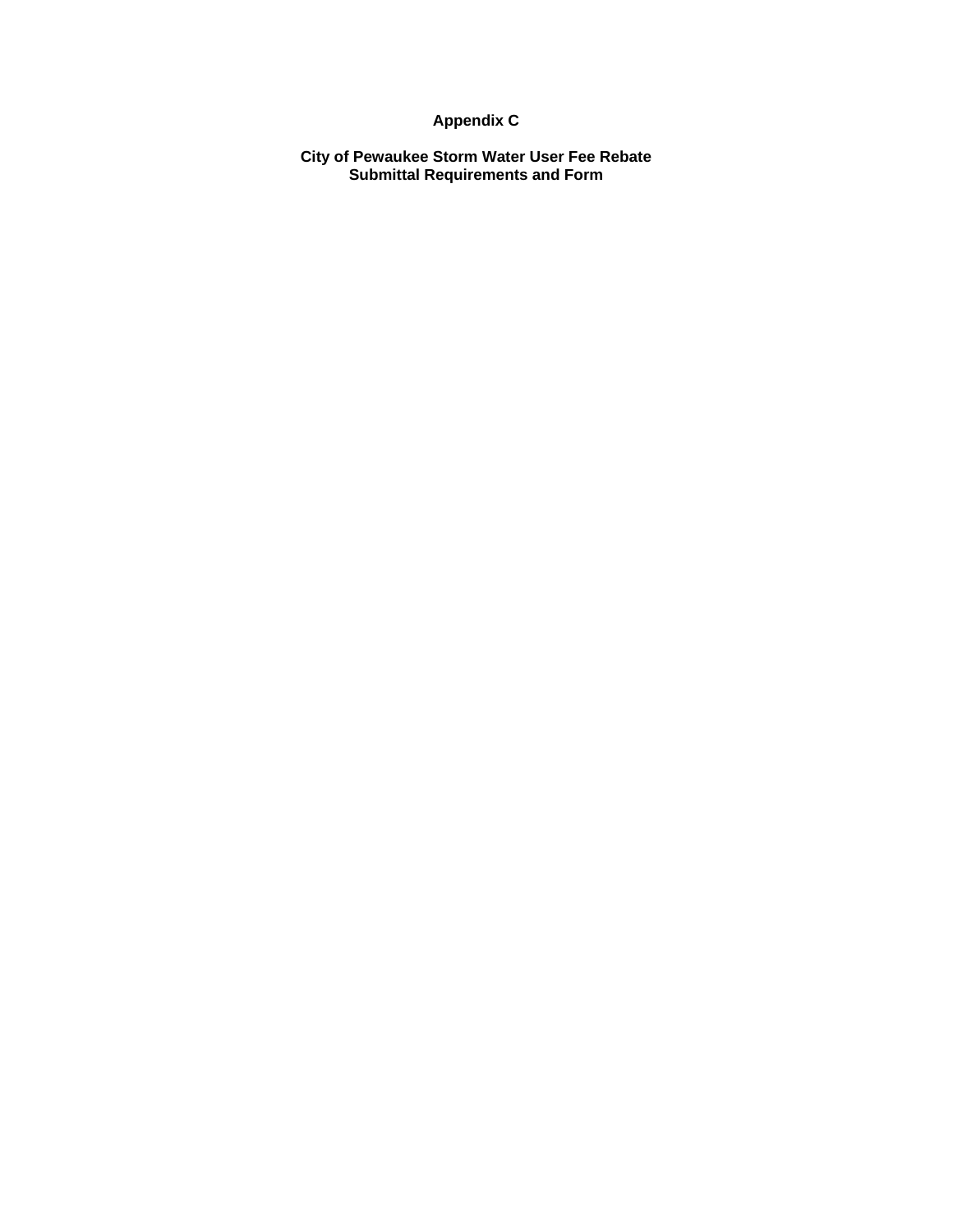# Appendix C

## City of Pewaukee Storm Water User Fee Rebate
## Submittal Requirements and Form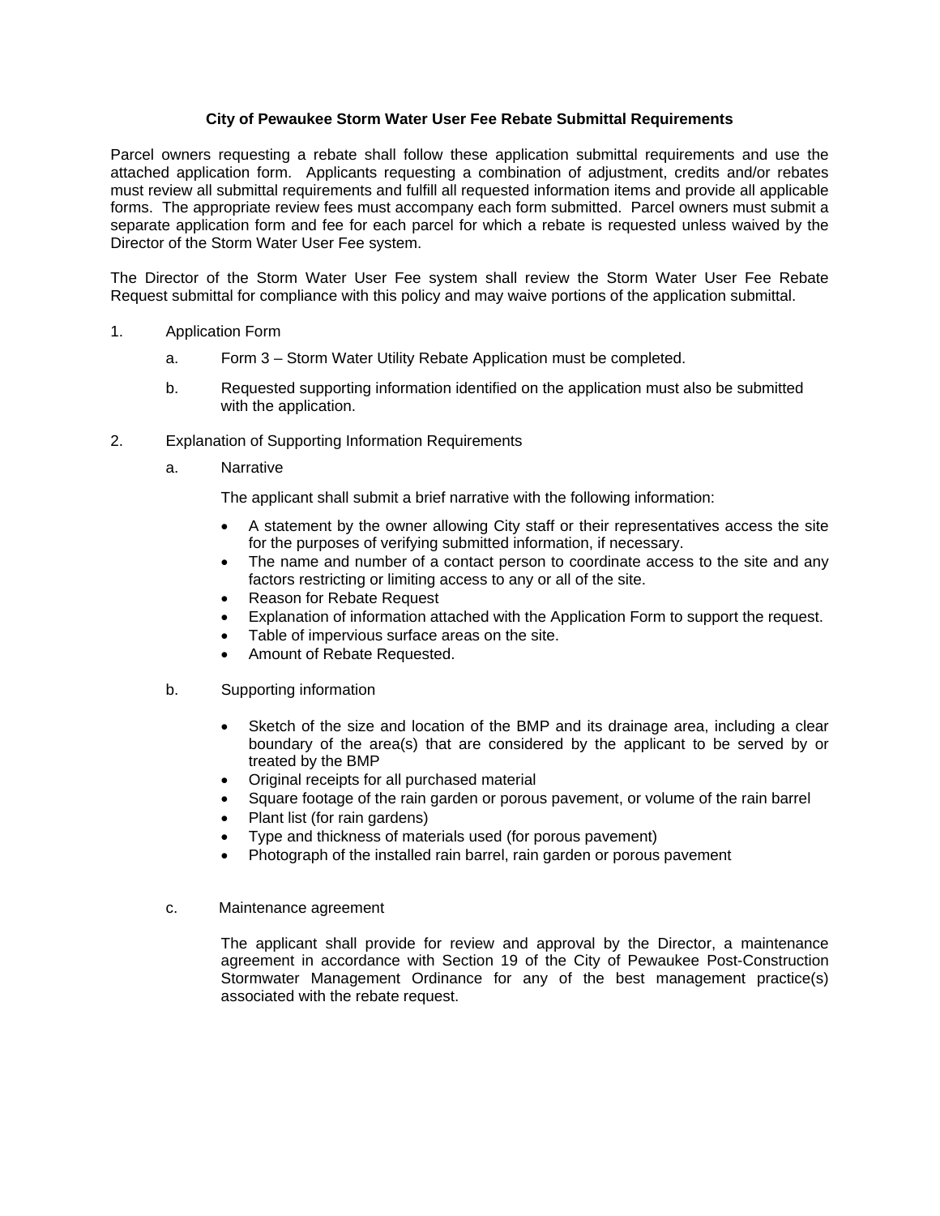**City of Pewaukee Storm Water User Fee Rebate Submittal Requirements**

Parcel owners requesting a rebate shall follow these application submittal requirements and use the attached application form. Applicants requesting a combination of adjustment, credits and/or rebates must review all submittal requirements and fulfill all requested information items and provide all applicable forms. The appropriate review fees must accompany each form submitted. Parcel owners must submit a separate application form and fee for each parcel for which a rebate is requested unless waived by the Director of the Storm Water User Fee system.

The Director of the Storm Water User Fee system shall review the Storm Water User Fee Rebate Request submittal for compliance with this policy and may waive portions of the application submittal.

1. Application Form

   a. Form 3 – Storm Water Utility Rebate Application must be completed.

   b. Requested supporting information identified on the application must also be submitted with the application.

2. Explanation of Supporting Information Requirements

   a. Narrative

      The applicant shall submit a brief narrative with the following information:

      - A statement by the owner allowing City staff or their representatives access the site for the purposes of verifying submitted information, if necessary.
      - The name and number of a contact person to coordinate access to the site and any factors restricting or limiting access to any or all of the site.
      - Reason for Rebate Request
      - Explanation of information attached with the Application Form to support the request.
      - Table of impervious surface areas on the site.
      - Amount of Rebate Requested.

   b. Supporting information

      - Sketch of the size and location of the BMP and its drainage area, including a clear boundary of the area(s) that are considered by the applicant to be served by or treated by the BMP
      - Original receipts for all purchased material
      - Square footage of the rain garden or porous pavement, or volume of the rain barrel
      - Plant list (for rain gardens)
      - Type and thickness of materials used (for porous pavement)
      - Photograph of the installed rain barrel, rain garden or porous pavement

   c. Maintenance agreement

      The applicant shall provide for review and approval by the Director, a maintenance agreement in accordance with Section 19 of the City of Pewaukee Post-Construction Stormwater Management Ordinance for any of the best management practice(s) associated with the rebate request.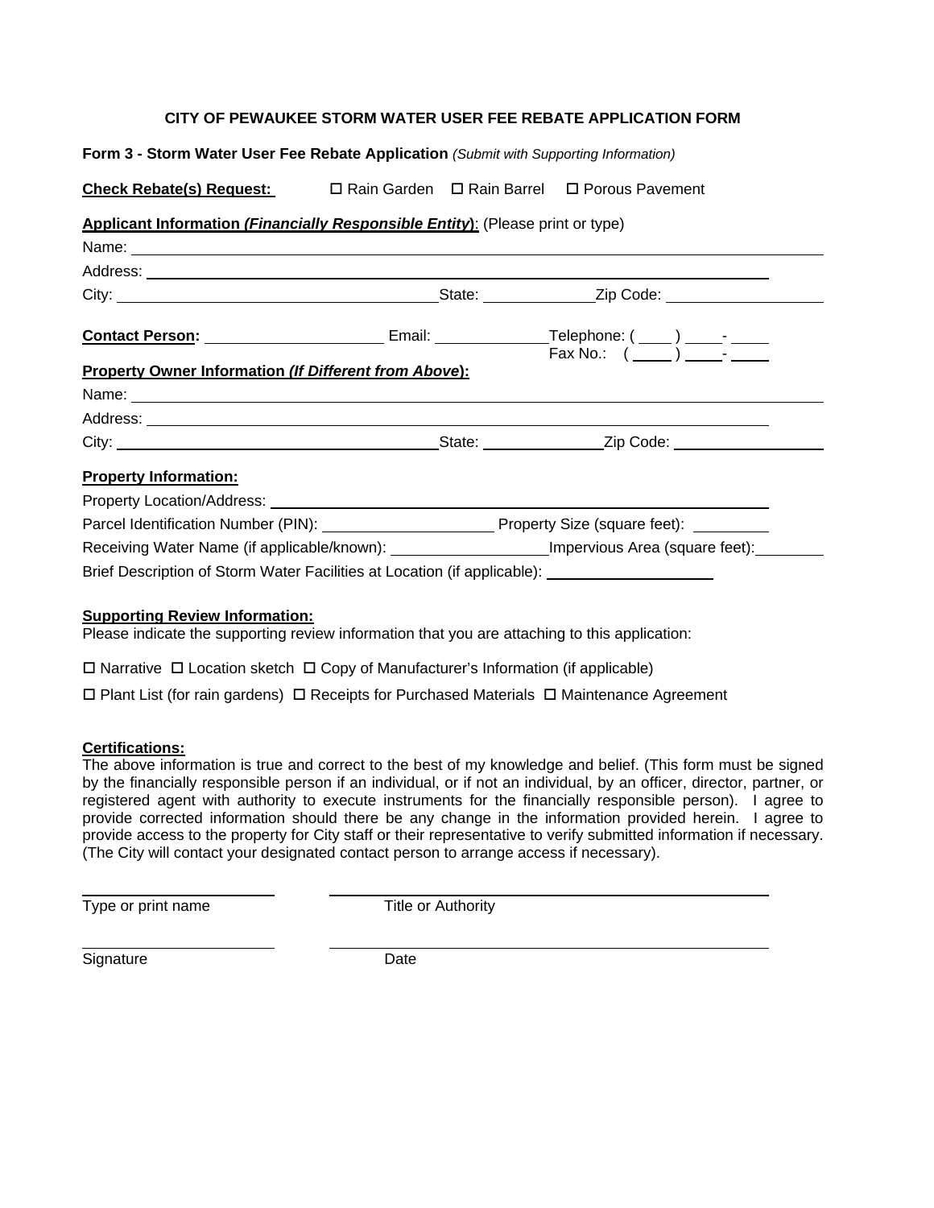**CITY OF PEWAUKEE STORM WATER USER FEE REBATE APPLICATION FORM**

**Form 3 - Storm Water User Fee Rebate Application** *(Submit with Supporting Information)*

**Check Rebate(s) Request:** ☐ Rain Garden ☐ Rain Barrel ☐ Porous Pavement

**Applicant Information *(Financially Responsible Entity*)**: (Please print or type)

Name: ______________________________________________

Address: ______________________________________________

City: ______________________ State: __________ Zip Code: ______________

**Contact Person:** ________________ Email: ____________ Telephone: ( ____ ) ____- ____
Fax No.: ( ____ ) ____- ____

**Property Owner Information *(If Different from Above*):**

Name: ______________________________________________

Address: ______________________________________________

City: ______________________ State: __________ Zip Code: ______________

**Property Information:**

Property Location/Address: ______________________________________________

Parcel Identification Number (PIN): ________________ Property Size (square feet): ________

Receiving Water Name (if applicable/known): ______________ Impervious Area (square feet): ________

Brief Description of Storm Water Facilities at Location (if applicable): ________________

**Supporting Review Information:**
Please indicate the supporting review information that you are attaching to this application:

☐ Narrative ☐ Location sketch ☐ Copy of Manufacturer's Information (if applicable)

☐ Plant List (for rain gardens) ☐ Receipts for Purchased Materials ☐ Maintenance Agreement

**Certifications:**
The above information is true and correct to the best of my knowledge and belief. (This form must be signed by the financially responsible person if an individual, or if not an individual, by an officer, director, partner, or registered agent with authority to execute instruments for the financially responsible person). I agree to provide corrected information should there be any change in the information provided herein. I agree to provide access to the property for City staff or their representative to verify submitted information if necessary. (The City will contact your designated contact person to arrange access if necessary).

________________ ________________________
Type or print name Title or Authority

________________ ________________________
Signature Date